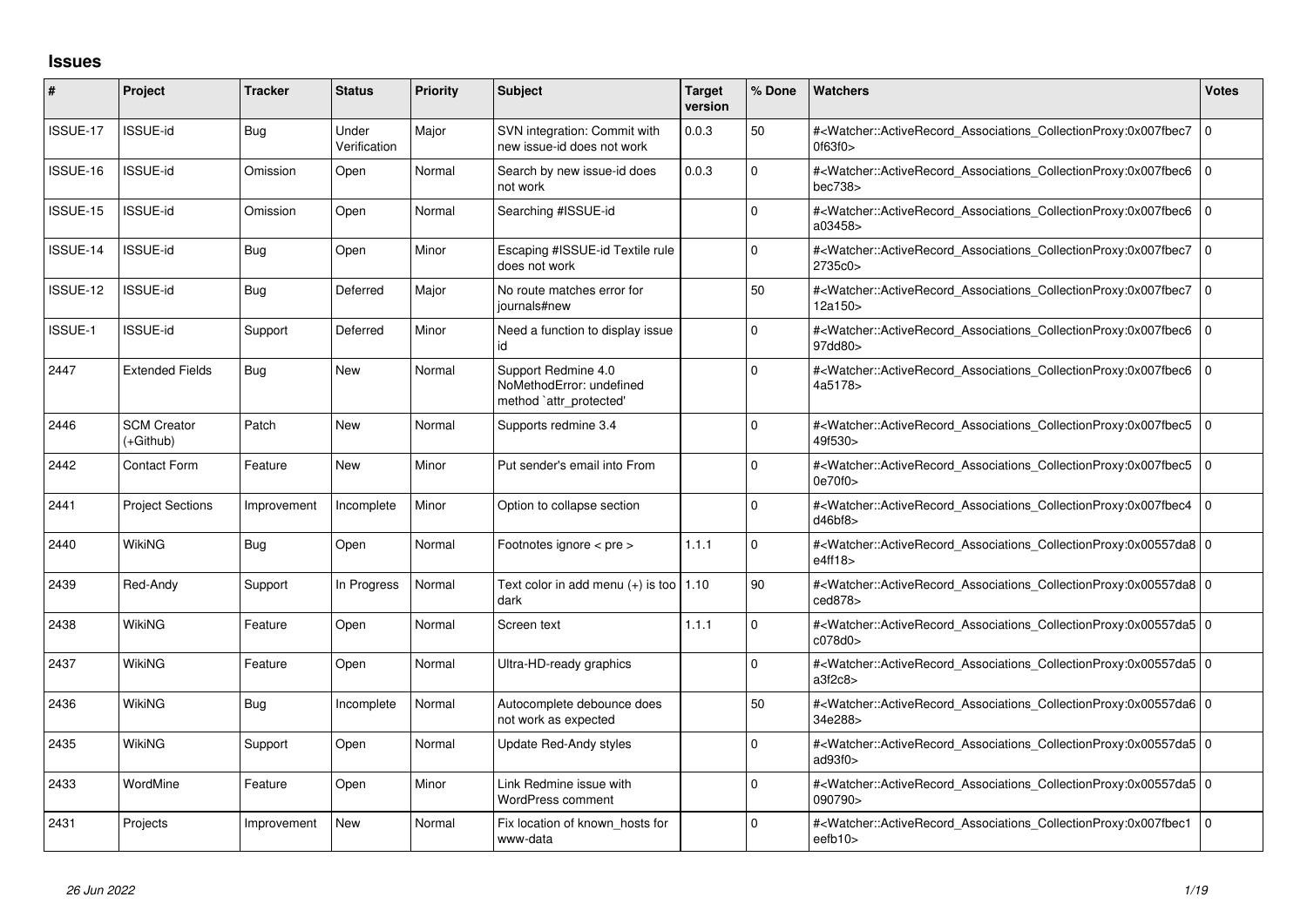## Issues

| # | Project | Tracker | Status | Priority | Subject | Target version | % Done | Watchers | Votes |
|---|---|---|---|---|---|---|---|---|---|
| ISSUE-17 | ISSUE-id | Bug | Under Verification | Major | SVN integration: Commit with new issue-id does not work | 0.0.3 | 50 | #<Watcher::ActiveRecord_Associations_CollectionProxy:0x007fbec70f63f0> | 0 |
| ISSUE-16 | ISSUE-id | Omission | Open | Normal | Search by new issue-id does not work | 0.0.3 | 0 | #<Watcher::ActiveRecord_Associations_CollectionProxy:0x007fbec6bec738> | 0 |
| ISSUE-15 | ISSUE-id | Omission | Open | Normal | Searching #ISSUE-id | | 0 | #<Watcher::ActiveRecord_Associations_CollectionProxy:0x007fbec6a03458> | 0 |
| ISSUE-14 | ISSUE-id | Bug | Open | Minor | Escaping #ISSUE-id Textile rule does not work | | 0 | #<Watcher::ActiveRecord_Associations_CollectionProxy:0x007fbec72735c0> | 0 |
| ISSUE-12 | ISSUE-id | Bug | Deferred | Major | No route matches error for journals#new | | 50 | #<Watcher::ActiveRecord_Associations_CollectionProxy:0x007fbec712a150> | 0 |
| ISSUE-1 | ISSUE-id | Support | Deferred | Minor | Need a function to display issue id | | 0 | #<Watcher::ActiveRecord_Associations_CollectionProxy:0x007fbec697dd80> | 0 |
| 2447 | Extended Fields | Bug | New | Normal | Support Redmine 4.0 NoMethodError: undefined method `attr_protected' | | 0 | #<Watcher::ActiveRecord_Associations_CollectionProxy:0x007fbec64a5178> | 0 |
| 2446 | SCM Creator (+Github) | Patch | New | Normal | Supports redmine 3.4 | | 0 | #<Watcher::ActiveRecord_Associations_CollectionProxy:0x007fbec549f530> | 0 |
| 2442 | Contact Form | Feature | New | Minor | Put sender's email into From | | 0 | #<Watcher::ActiveRecord_Associations_CollectionProxy:0x007fbec50e70f0> | 0 |
| 2441 | Project Sections | Improvement | Incomplete | Minor | Option to collapse section | | 0 | #<Watcher::ActiveRecord_Associations_CollectionProxy:0x007fbec4d46bf8> | 0 |
| 2440 | WikiNG | Bug | Open | Normal | Footnotes ignore < pre > | 1.1.1 | 0 | #<Watcher::ActiveRecord_Associations_CollectionProxy:0x00557da8e4ff18> | 0 |
| 2439 | Red-Andy | Support | In Progress | Normal | Text color in add menu (+) is too dark | 1.10 | 90 | #<Watcher::ActiveRecord_Associations_CollectionProxy:0x00557da8ced878> | 0 |
| 2438 | WikiNG | Feature | Open | Normal | Screen text | 1.1.1 | 0 | #<Watcher::ActiveRecord_Associations_CollectionProxy:0x00557da5c078d0> | 0 |
| 2437 | WikiNG | Feature | Open | Normal | Ultra-HD-ready graphics | | 0 | #<Watcher::ActiveRecord_Associations_CollectionProxy:0x00557da5a3f2c8> | 0 |
| 2436 | WikiNG | Bug | Incomplete | Normal | Autocomplete debounce does not work as expected | | 50 | #<Watcher::ActiveRecord_Associations_CollectionProxy:0x00557da634e288> | 0 |
| 2435 | WikiNG | Support | Open | Normal | Update Red-Andy styles | | 0 | #<Watcher::ActiveRecord_Associations_CollectionProxy:0x00557da5ad93f0> | 0 |
| 2433 | WordMine | Feature | Open | Minor | Link Redmine issue with WordPress comment | | 0 | #<Watcher::ActiveRecord_Associations_CollectionProxy:0x00557da5090790> | 0 |
| 2431 | Projects | Improvement | New | Normal | Fix location of known_hosts for www-data | | 0 | #<Watcher::ActiveRecord_Associations_CollectionProxy:0x007fbec1eefb10> | 0 |

*26 Jun 2022*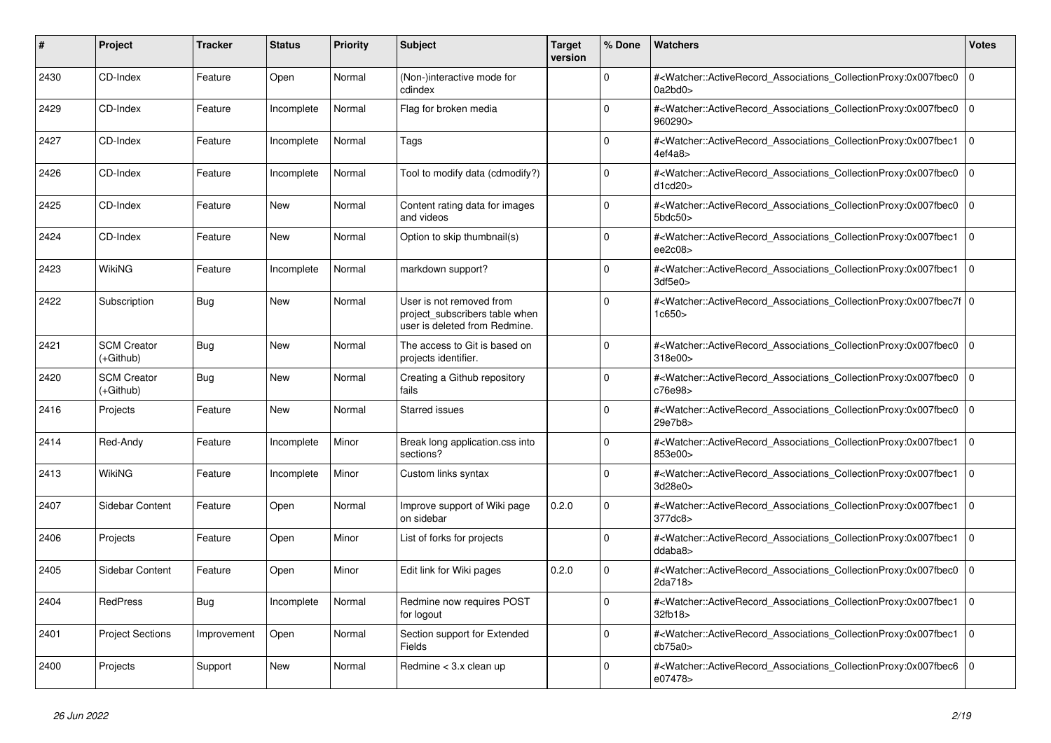| # | Project | Tracker | Status | Priority | Subject | Target version | % Done | Watchers | Votes |
|---|---|---|---|---|---|---|---|---|---|
| 2430 | CD-Index | Feature | Open | Normal | (Non-)interactive mode for cdindex | | 0 | #<Watcher::ActiveRecord_Associations_CollectionProxy:0x007fbec00a2bd0> | 0 |
| 2429 | CD-Index | Feature | Incomplete | Normal | Flag for broken media | | 0 | #<Watcher::ActiveRecord_Associations_CollectionProxy:0x007fbec0960290> | 0 |
| 2427 | CD-Index | Feature | Incomplete | Normal | Tags | | 0 | #<Watcher::ActiveRecord_Associations_CollectionProxy:0x007fbec14ef4a8> | 0 |
| 2426 | CD-Index | Feature | Incomplete | Normal | Tool to modify data (cdmodify?) | | 0 | #<Watcher::ActiveRecord_Associations_CollectionProxy:0x007fbec0d1cd20> | 0 |
| 2425 | CD-Index | Feature | New | Normal | Content rating data for images and videos | | 0 | #<Watcher::ActiveRecord_Associations_CollectionProxy:0x007fbec05bdc50> | 0 |
| 2424 | CD-Index | Feature | New | Normal | Option to skip thumbnail(s) | | 0 | #<Watcher::ActiveRecord_Associations_CollectionProxy:0x007fbec1ee2c08> | 0 |
| 2423 | WikiNG | Feature | Incomplete | Normal | markdown support? | | 0 | #<Watcher::ActiveRecord_Associations_CollectionProxy:0x007fbec13df5e0> | 0 |
| 2422 | Subscription | Bug | New | Normal | User is not removed from project_subscribers table when user is deleted from Redmine. | | 0 | #<Watcher::ActiveRecord_Associations_CollectionProxy:0x007fbec7f1c650> | 0 |
| 2421 | SCM Creator (+Github) | Bug | New | Normal | The access to Git is based on projects identifier. | | 0 | #<Watcher::ActiveRecord_Associations_CollectionProxy:0x007fbec0318e00> | 0 |
| 2420 | SCM Creator (+Github) | Bug | New | Normal | Creating a Github repository fails | | 0 | #<Watcher::ActiveRecord_Associations_CollectionProxy:0x007fbec0c76e98> | 0 |
| 2416 | Projects | Feature | New | Normal | Starred issues | | 0 | #<Watcher::ActiveRecord_Associations_CollectionProxy:0x007fbec029e7b8> | 0 |
| 2414 | Red-Andy | Feature | Incomplete | Minor | Break long application.css into sections? | | 0 | #<Watcher::ActiveRecord_Associations_CollectionProxy:0x007fbec1853e00> | 0 |
| 2413 | WikiNG | Feature | Incomplete | Minor | Custom links syntax | | 0 | #<Watcher::ActiveRecord_Associations_CollectionProxy:0x007fbec13d28e0> | 0 |
| 2407 | Sidebar Content | Feature | Open | Normal | Improve support of Wiki page on sidebar | 0.2.0 | 0 | #<Watcher::ActiveRecord_Associations_CollectionProxy:0x007fbec1377dc8> | 0 |
| 2406 | Projects | Feature | Open | Minor | List of forks for projects | | 0 | #<Watcher::ActiveRecord_Associations_CollectionProxy:0x007fbec1ddaba8> | 0 |
| 2405 | Sidebar Content | Feature | Open | Minor | Edit link for Wiki pages | 0.2.0 | 0 | #<Watcher::ActiveRecord_Associations_CollectionProxy:0x007fbec02da718> | 0 |
| 2404 | RedPress | Bug | Incomplete | Normal | Redmine now requires POST for logout | | 0 | #<Watcher::ActiveRecord_Associations_CollectionProxy:0x007fbec132fb18> | 0 |
| 2401 | Project Sections | Improvement | Open | Normal | Section support for Extended Fields | | 0 | #<Watcher::ActiveRecord_Associations_CollectionProxy:0x007fbec1cb75a0> | 0 |
| 2400 | Projects | Support | New | Normal | Redmine < 3.x clean up | | 0 | #<Watcher::ActiveRecord_Associations_CollectionProxy:0x007fbec6e07478> | 0 |

*26 Jun 2022*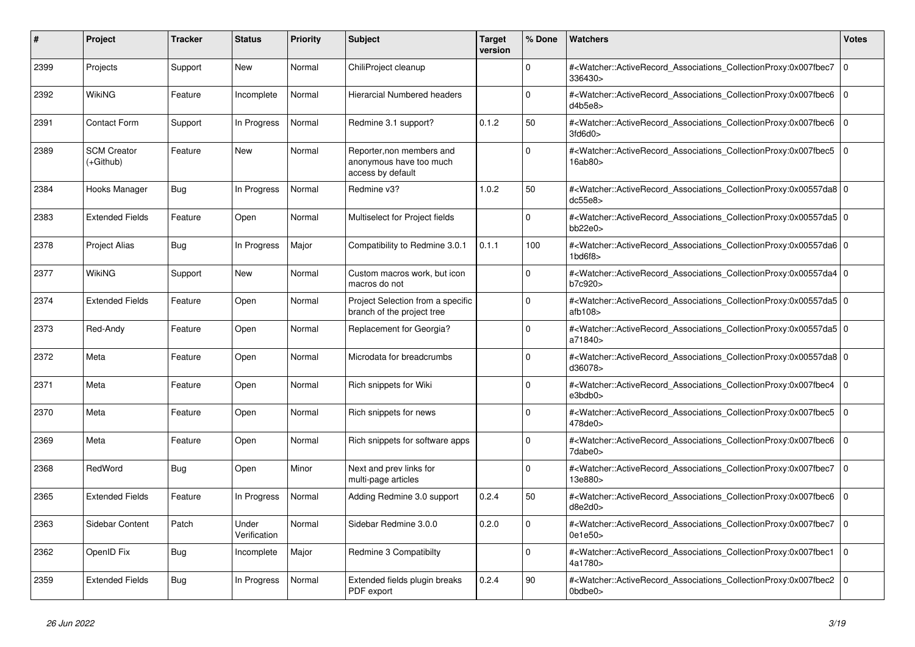| # | Project | Tracker | Status | Priority | Subject | Target version | % Done | Watchers | Votes |
|---|---|---|---|---|---|---|---|---|---|
| 2399 | Projects | Support | New | Normal | ChiliProject cleanup | | 0 | #<Watcher::ActiveRecord_Associations_CollectionProxy:0x007fbec7336430> | 0 |
| 2392 | WikiNG | Feature | Incomplete | Normal | Hierarcial Numbered headers | | 0 | #<Watcher::ActiveRecord_Associations_CollectionProxy:0x007fbec6d4b5e8> | 0 |
| 2391 | Contact Form | Support | In Progress | Normal | Redmine 3.1 support? | 0.1.2 | 50 | #<Watcher::ActiveRecord_Associations_CollectionProxy:0x007fbec63fd6d0> | 0 |
| 2389 | SCM Creator (+Github) | Feature | New | Normal | Reporter,non members and anonymous have too much access by default | | 0 | #<Watcher::ActiveRecord_Associations_CollectionProxy:0x007fbec516ab80> | 0 |
| 2384 | Hooks Manager | Bug | In Progress | Normal | Redmine v3? | 1.0.2 | 50 | #<Watcher::ActiveRecord_Associations_CollectionProxy:0x00557da8dc55e8> | 0 |
| 2383 | Extended Fields | Feature | Open | Normal | Multiselect for Project fields | | 0 | #<Watcher::ActiveRecord_Associations_CollectionProxy:0x00557da5bb22e0> | 0 |
| 2378 | Project Alias | Bug | In Progress | Major | Compatibility to Redmine 3.0.1 | 0.1.1 | 100 | #<Watcher::ActiveRecord_Associations_CollectionProxy:0x00557da61bd6f8> | 0 |
| 2377 | WikiNG | Support | New | Normal | Custom macros work, but icon macros do not | | 0 | #<Watcher::ActiveRecord_Associations_CollectionProxy:0x00557da4b7c920> | 0 |
| 2374 | Extended Fields | Feature | Open | Normal | Project Selection from a specific branch of the project tree | | 0 | #<Watcher::ActiveRecord_Associations_CollectionProxy:0x00557da5afb108> | 0 |
| 2373 | Red-Andy | Feature | Open | Normal | Replacement for Georgia? | | 0 | #<Watcher::ActiveRecord_Associations_CollectionProxy:0x00557da5a71840> | 0 |
| 2372 | Meta | Feature | Open | Normal | Microdata for breadcrumbs | | 0 | #<Watcher::ActiveRecord_Associations_CollectionProxy:0x00557da8d36078> | 0 |
| 2371 | Meta | Feature | Open | Normal | Rich snippets for Wiki | | 0 | #<Watcher::ActiveRecord_Associations_CollectionProxy:0x007fbec4e3bdb0> | 0 |
| 2370 | Meta | Feature | Open | Normal | Rich snippets for news | | 0 | #<Watcher::ActiveRecord_Associations_CollectionProxy:0x007fbec5478de0> | 0 |
| 2369 | Meta | Feature | Open | Normal | Rich snippets for software apps | | 0 | #<Watcher::ActiveRecord_Associations_CollectionProxy:0x007fbec67dabe0> | 0 |
| 2368 | RedWord | Bug | Open | Minor | Next and prev links for multi-page articles | | 0 | #<Watcher::ActiveRecord_Associations_CollectionProxy:0x007fbec713e880> | 0 |
| 2365 | Extended Fields | Feature | In Progress | Normal | Adding Redmine 3.0 support | 0.2.4 | 50 | #<Watcher::ActiveRecord_Associations_CollectionProxy:0x007fbec6d8e2d0> | 0 |
| 2363 | Sidebar Content | Patch | Under Verification | Normal | Sidebar Redmine 3.0.0 | 0.2.0 | 0 | #<Watcher::ActiveRecord_Associations_CollectionProxy:0x007fbec70e1e50> | 0 |
| 2362 | OpenID Fix | Bug | Incomplete | Major | Redmine 3 Compatibilty | | 0 | #<Watcher::ActiveRecord_Associations_CollectionProxy:0x007fbec14a1780> | 0 |
| 2359 | Extended Fields | Bug | In Progress | Normal | Extended fields plugin breaks PDF export | 0.2.4 | 90 | #<Watcher::ActiveRecord_Associations_CollectionProxy:0x007fbec20bdbe0> | 0 |

*26 Jun 2022*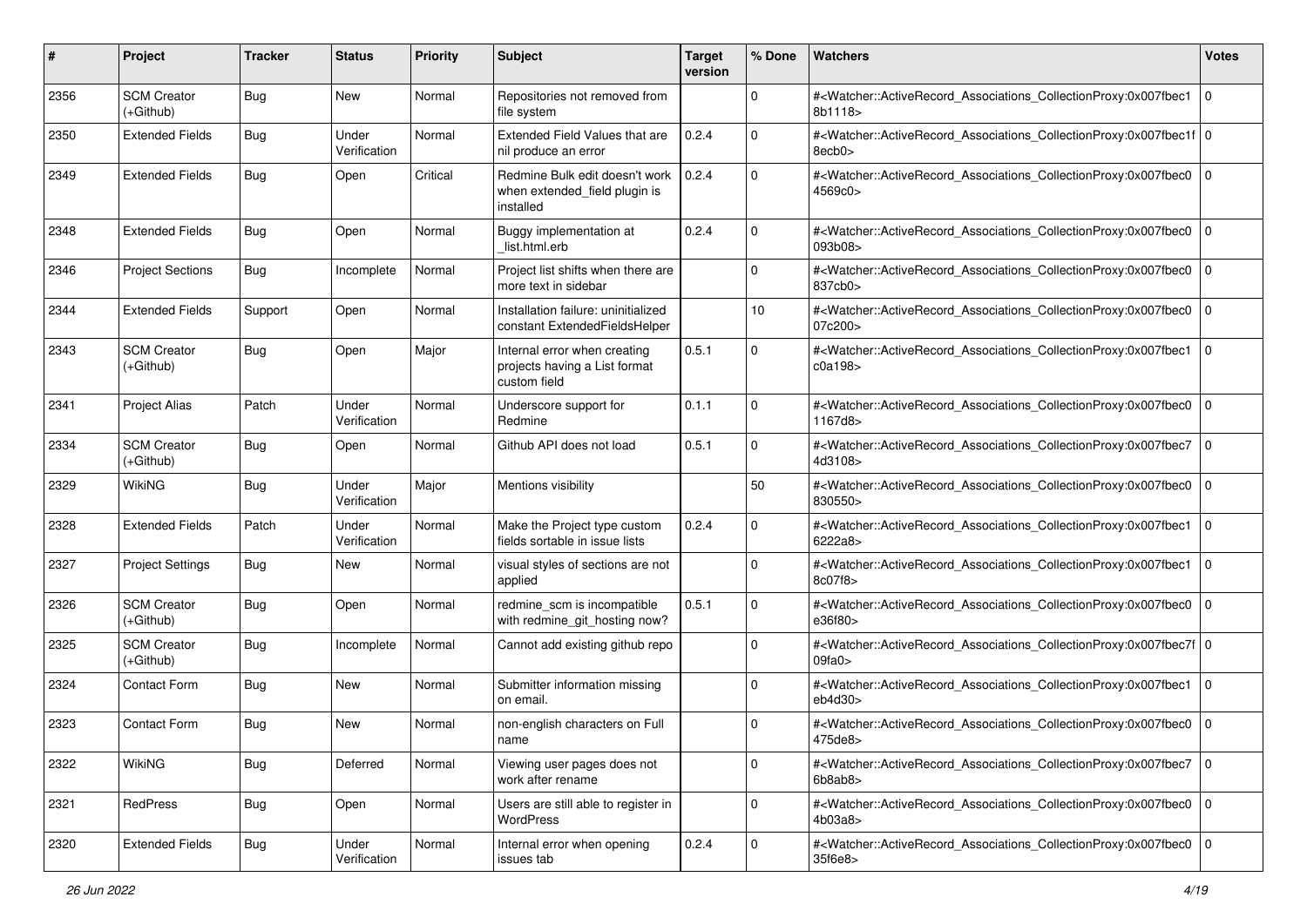| # | Project | Tracker | Status | Priority | Subject | Target version | % Done | Watchers | Votes |
|---|---|---|---|---|---|---|---|---|---|
| 2356 | SCM Creator (+Github) | Bug | New | Normal | Repositories not removed from file system | | 0 | #<Watcher::ActiveRecord_Associations_CollectionProxy:0x007fbec18b1118> | 0 |
| 2350 | Extended Fields | Bug | Under Verification | Normal | Extended Field Values that are nil produce an error | 0.2.4 | 0 | #<Watcher::ActiveRecord_Associations_CollectionProxy:0x007fbec1f8ecb0> | 0 |
| 2349 | Extended Fields | Bug | Open | Critical | Redmine Bulk edit doesn't work when extended_field plugin is installed | 0.2.4 | 0 | #<Watcher::ActiveRecord_Associations_CollectionProxy:0x007fbec04569c0> | 0 |
| 2348 | Extended Fields | Bug | Open | Normal | Buggy implementation at _list.html.erb | 0.2.4 | 0 | #<Watcher::ActiveRecord_Associations_CollectionProxy:0x007fbec0093b08> | 0 |
| 2346 | Project Sections | Bug | Incomplete | Normal | Project list shifts when there are more text in sidebar | | 0 | #<Watcher::ActiveRecord_Associations_CollectionProxy:0x007fbec0837cb0> | 0 |
| 2344 | Extended Fields | Support | Open | Normal | Installation failure: uninitialized constant ExtendedFieldsHelper | | 10 | #<Watcher::ActiveRecord_Associations_CollectionProxy:0x007fbec007c200> | 0 |
| 2343 | SCM Creator (+Github) | Bug | Open | Major | Internal error when creating projects having a List format custom field | 0.5.1 | 0 | #<Watcher::ActiveRecord_Associations_CollectionProxy:0x007fbec1c0a198> | 0 |
| 2341 | Project Alias | Patch | Under Verification | Normal | Underscore support for Redmine | 0.1.1 | 0 | #<Watcher::ActiveRecord_Associations_CollectionProxy:0x007fbec01167d8> | 0 |
| 2334 | SCM Creator (+Github) | Bug | Open | Normal | Github API does not load | 0.5.1 | 0 | #<Watcher::ActiveRecord_Associations_CollectionProxy:0x007fbec74d3108> | 0 |
| 2329 | WikiNG | Bug | Under Verification | Major | Mentions visibility | | 50 | #<Watcher::ActiveRecord_Associations_CollectionProxy:0x007fbec0830550> | 0 |
| 2328 | Extended Fields | Patch | Under Verification | Normal | Make the Project type custom fields sortable in issue lists | 0.2.4 | 0 | #<Watcher::ActiveRecord_Associations_CollectionProxy:0x007fbec16222a8> | 0 |
| 2327 | Project Settings | Bug | New | Normal | visual styles of sections are not applied | | 0 | #<Watcher::ActiveRecord_Associations_CollectionProxy:0x007fbec18c07f8> | 0 |
| 2326 | SCM Creator (+Github) | Bug | Open | Normal | redmine_scm is incompatible with redmine_git_hosting now? | 0.5.1 | 0 | #<Watcher::ActiveRecord_Associations_CollectionProxy:0x007fbec0e36f80> | 0 |
| 2325 | SCM Creator (+Github) | Bug | Incomplete | Normal | Cannot add existing github repo | | 0 | #<Watcher::ActiveRecord_Associations_CollectionProxy:0x007fbec7f09fa0> | 0 |
| 2324 | Contact Form | Bug | New | Normal | Submitter information missing on email. | | 0 | #<Watcher::ActiveRecord_Associations_CollectionProxy:0x007fbec1eb4d30> | 0 |
| 2323 | Contact Form | Bug | New | Normal | non-english characters on Full name | | 0 | #<Watcher::ActiveRecord_Associations_CollectionProxy:0x007fbec0475de8> | 0 |
| 2322 | WikiNG | Bug | Deferred | Normal | Viewing user pages does not work after rename | | 0 | #<Watcher::ActiveRecord_Associations_CollectionProxy:0x007fbec76b8ab8> | 0 |
| 2321 | RedPress | Bug | Open | Normal | Users are still able to register in WordPress | | 0 | #<Watcher::ActiveRecord_Associations_CollectionProxy:0x007fbec04b03a8> | 0 |
| 2320 | Extended Fields | Bug | Under Verification | Normal | Internal error when opening issues tab | 0.2.4 | 0 | #<Watcher::ActiveRecord_Associations_CollectionProxy:0x007fbec035f6e8> | 0 |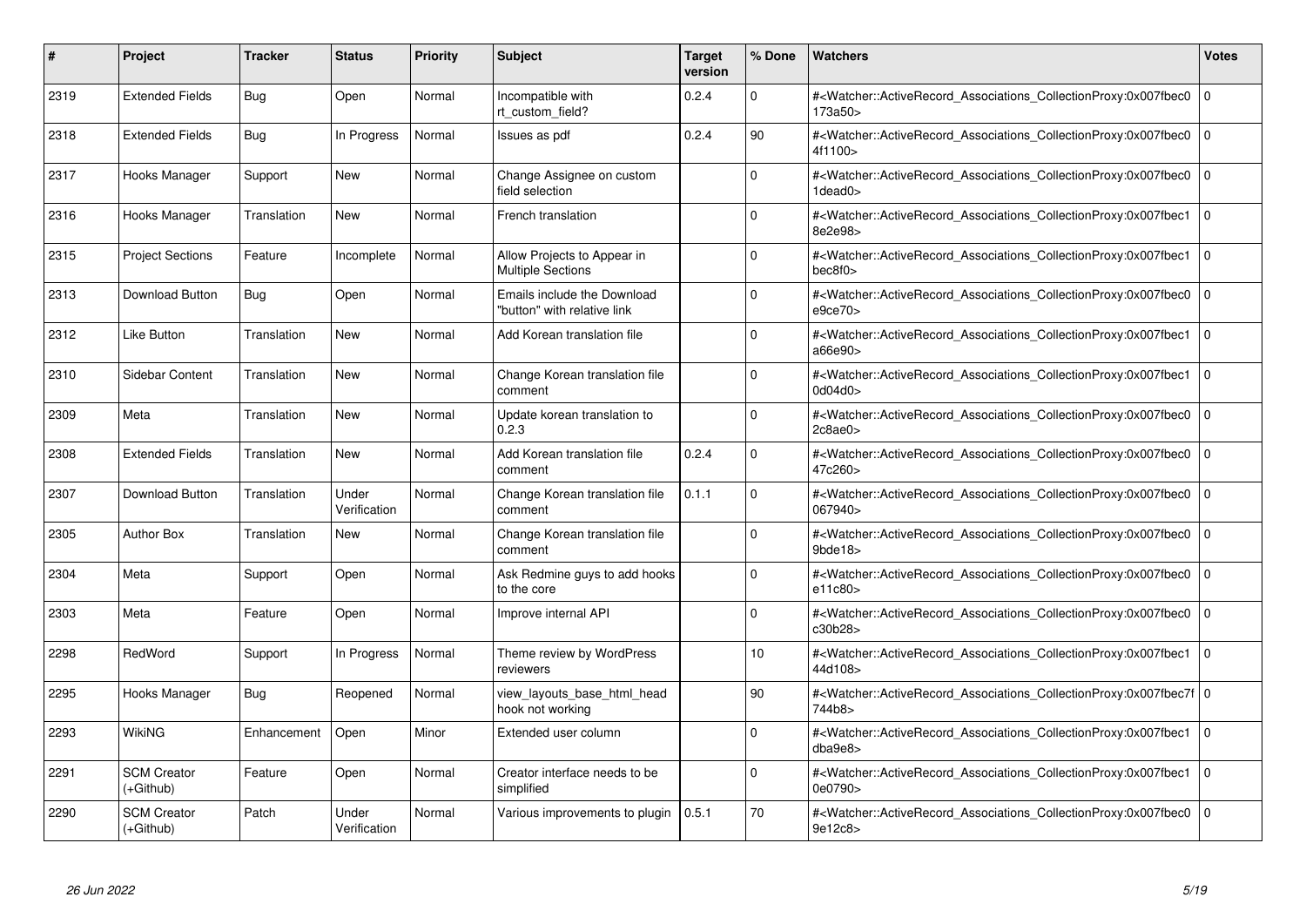| # | Project | Tracker | Status | Priority | Subject | Target version | % Done | Watchers | Votes |
|---|---|---|---|---|---|---|---|---|---|
| 2319 | Extended Fields | Bug | Open | Normal | Incompatible with rt_custom_field? | 0.2.4 | 0 | #<Watcher::ActiveRecord_Associations_CollectionProxy:0x007fbec0173a50> | 0 |
| 2318 | Extended Fields | Bug | In Progress | Normal | Issues as pdf | 0.2.4 | 90 | #<Watcher::ActiveRecord_Associations_CollectionProxy:0x007fbec04f1100> | 0 |
| 2317 | Hooks Manager | Support | New | Normal | Change Assignee on custom field selection | | 0 | #<Watcher::ActiveRecord_Associations_CollectionProxy:0x007fbec01dead0> | 0 |
| 2316 | Hooks Manager | Translation | New | Normal | French translation | | 0 | #<Watcher::ActiveRecord_Associations_CollectionProxy:0x007fbec18e2e98> | 0 |
| 2315 | Project Sections | Feature | Incomplete | Normal | Allow Projects to Appear in Multiple Sections | | 0 | #<Watcher::ActiveRecord_Associations_CollectionProxy:0x007fbec1bec8f0> | 0 |
| 2313 | Download Button | Bug | Open | Normal | Emails include the Download "button" with relative link | | 0 | #<Watcher::ActiveRecord_Associations_CollectionProxy:0x007fbec0e9ce70> | 0 |
| 2312 | Like Button | Translation | New | Normal | Add Korean translation file | | 0 | #<Watcher::ActiveRecord_Associations_CollectionProxy:0x007fbec1a66e90> | 0 |
| 2310 | Sidebar Content | Translation | New | Normal | Change Korean translation file comment | | 0 | #<Watcher::ActiveRecord_Associations_CollectionProxy:0x007fbec10d04d0> | 0 |
| 2309 | Meta | Translation | New | Normal | Update korean translation to 0.2.3 | | 0 | #<Watcher::ActiveRecord_Associations_CollectionProxy:0x007fbec02c8ae0> | 0 |
| 2308 | Extended Fields | Translation | New | Normal | Add Korean translation file comment | 0.2.4 | 0 | #<Watcher::ActiveRecord_Associations_CollectionProxy:0x007fbec047c260> | 0 |
| 2307 | Download Button | Translation | Under Verification | Normal | Change Korean translation file comment | 0.1.1 | 0 | #<Watcher::ActiveRecord_Associations_CollectionProxy:0x007fbec0067940> | 0 |
| 2305 | Author Box | Translation | New | Normal | Change Korean translation file comment | | 0 | #<Watcher::ActiveRecord_Associations_CollectionProxy:0x007fbec09bde18> | 0 |
| 2304 | Meta | Support | Open | Normal | Ask Redmine guys to add hooks to the core | | 0 | #<Watcher::ActiveRecord_Associations_CollectionProxy:0x007fbec0e11c80> | 0 |
| 2303 | Meta | Feature | Open | Normal | Improve internal API | | 0 | #<Watcher::ActiveRecord_Associations_CollectionProxy:0x007fbec0c30b28> | 0 |
| 2298 | RedWord | Support | In Progress | Normal | Theme review by WordPress reviewers | | 10 | #<Watcher::ActiveRecord_Associations_CollectionProxy:0x007fbec144d108> | 0 |
| 2295 | Hooks Manager | Bug | Reopened | Normal | view_layouts_base_html_head hook not working | | 90 | #<Watcher::ActiveRecord_Associations_CollectionProxy:0x007fbec7f744b8> | 0 |
| 2293 | WikiNG | Enhancement | Open | Minor | Extended user column | | 0 | #<Watcher::ActiveRecord_Associations_CollectionProxy:0x007fbec1dba9e8> | 0 |
| 2291 | SCM Creator (+Github) | Feature | Open | Normal | Creator interface needs to be simplified | | 0 | #<Watcher::ActiveRecord_Associations_CollectionProxy:0x007fbec10e0790> | 0 |
| 2290 | SCM Creator (+Github) | Patch | Under Verification | Normal | Various improvements to plugin | 0.5.1 | 70 | #<Watcher::ActiveRecord_Associations_CollectionProxy:0x007fbec09e12c8> | 0 |

*26 Jun 2022*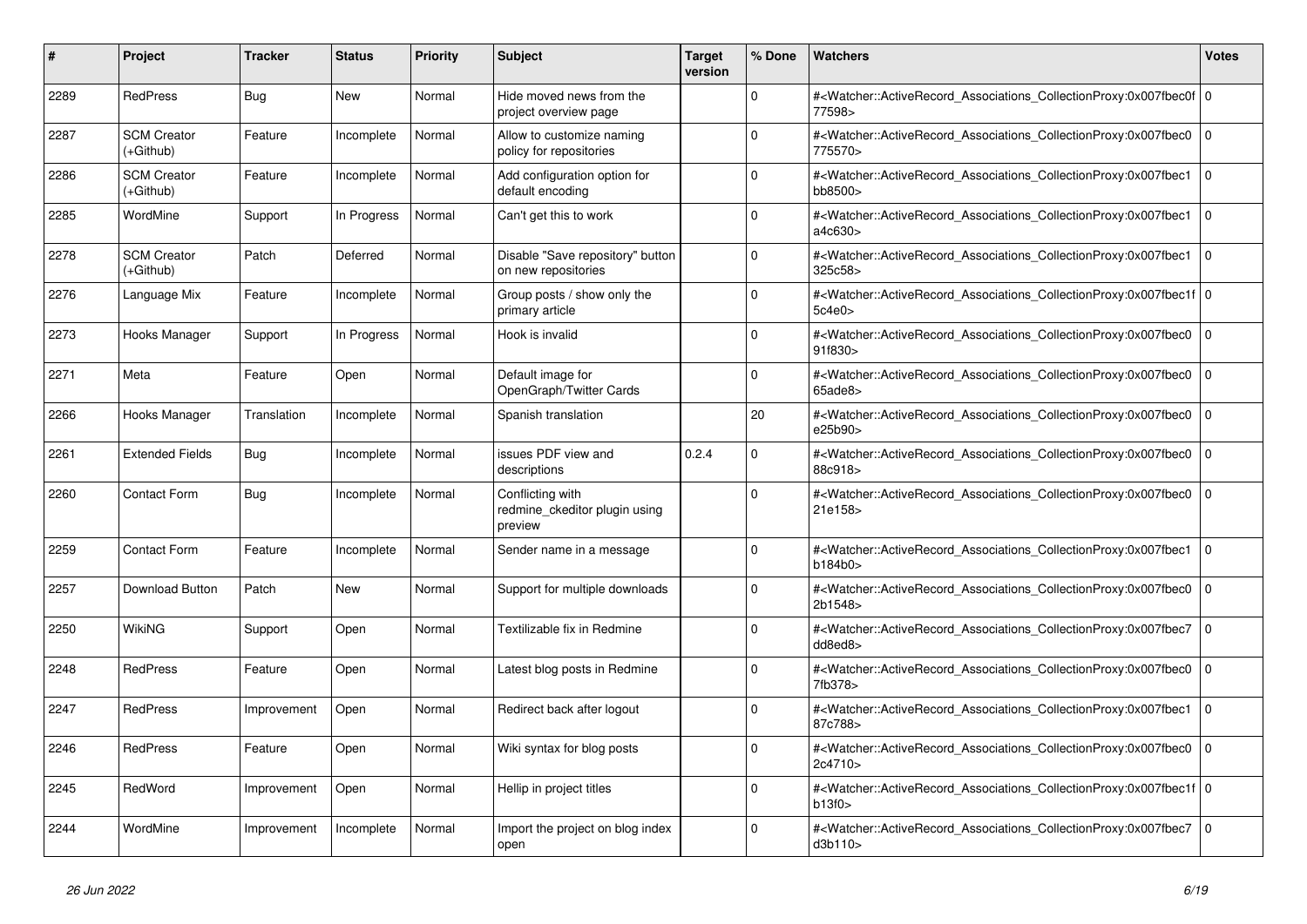| # | Project | Tracker | Status | Priority | Subject | Target version | % Done | Watchers | Votes |
|---|---|---|---|---|---|---|---|---|---|
| 2289 | RedPress | Bug | New | Normal | Hide moved news from the project overview page | | 0 | #<Watcher::ActiveRecord_Associations_CollectionProxy:0x007fbec0f77598> | 0 |
| 2287 | SCM Creator (+Github) | Feature | Incomplete | Normal | Allow to customize naming policy for repositories | | 0 | #<Watcher::ActiveRecord_Associations_CollectionProxy:0x007fbec0775570> | 0 |
| 2286 | SCM Creator (+Github) | Feature | Incomplete | Normal | Add configuration option for default encoding | | 0 | #<Watcher::ActiveRecord_Associations_CollectionProxy:0x007fbec1bb8500> | 0 |
| 2285 | WordMine | Support | In Progress | Normal | Can't get this to work | | 0 | #<Watcher::ActiveRecord_Associations_CollectionProxy:0x007fbec1a4c630> | 0 |
| 2278 | SCM Creator (+Github) | Patch | Deferred | Normal | Disable "Save repository" button on new repositories | | 0 | #<Watcher::ActiveRecord_Associations_CollectionProxy:0x007fbec1325c58> | 0 |
| 2276 | Language Mix | Feature | Incomplete | Normal | Group posts / show only the primary article | | 0 | #<Watcher::ActiveRecord_Associations_CollectionProxy:0x007fbec1f5c4e0> | 0 |
| 2273 | Hooks Manager | Support | In Progress | Normal | Hook is invalid | | 0 | #<Watcher::ActiveRecord_Associations_CollectionProxy:0x007fbec091f830> | 0 |
| 2271 | Meta | Feature | Open | Normal | Default image for OpenGraph/Twitter Cards | | 0 | #<Watcher::ActiveRecord_Associations_CollectionProxy:0x007fbec065ade8> | 0 |
| 2266 | Hooks Manager | Translation | Incomplete | Normal | Spanish translation | | 20 | #<Watcher::ActiveRecord_Associations_CollectionProxy:0x007fbec0e25b90> | 0 |
| 2261 | Extended Fields | Bug | Incomplete | Normal | issues PDF view and descriptions | 0.2.4 | 0 | #<Watcher::ActiveRecord_Associations_CollectionProxy:0x007fbec088c918> | 0 |
| 2260 | Contact Form | Bug | Incomplete | Normal | Conflicting with redmine_ckeditor plugin using preview | | 0 | #<Watcher::ActiveRecord_Associations_CollectionProxy:0x007fbec021e158> | 0 |
| 2259 | Contact Form | Feature | Incomplete | Normal | Sender name in a message | | 0 | #<Watcher::ActiveRecord_Associations_CollectionProxy:0x007fbec1b184b0> | 0 |
| 2257 | Download Button | Patch | New | Normal | Support for multiple downloads | | 0 | #<Watcher::ActiveRecord_Associations_CollectionProxy:0x007fbec02b1548> | 0 |
| 2250 | WikiNG | Support | Open | Normal | Textilizable fix in Redmine | | 0 | #<Watcher::ActiveRecord_Associations_CollectionProxy:0x007fbec7dd8ed8> | 0 |
| 2248 | RedPress | Feature | Open | Normal | Latest blog posts in Redmine | | 0 | #<Watcher::ActiveRecord_Associations_CollectionProxy:0x007fbec07fb378> | 0 |
| 2247 | RedPress | Improvement | Open | Normal | Redirect back after logout | | 0 | #<Watcher::ActiveRecord_Associations_CollectionProxy:0x007fbec187c788> | 0 |
| 2246 | RedPress | Feature | Open | Normal | Wiki syntax for blog posts | | 0 | #<Watcher::ActiveRecord_Associations_CollectionProxy:0x007fbec02c4710> | 0 |
| 2245 | RedWord | Improvement | Open | Normal | Hellip in project titles | | 0 | #<Watcher::ActiveRecord_Associations_CollectionProxy:0x007fbec1fb13f0> | 0 |
| 2244 | WordMine | Improvement | Incomplete | Normal | Import the project on blog index open | | 0 | #<Watcher::ActiveRecord_Associations_CollectionProxy:0x007fbec7d3b110> | 0 |

*26 Jun 2022*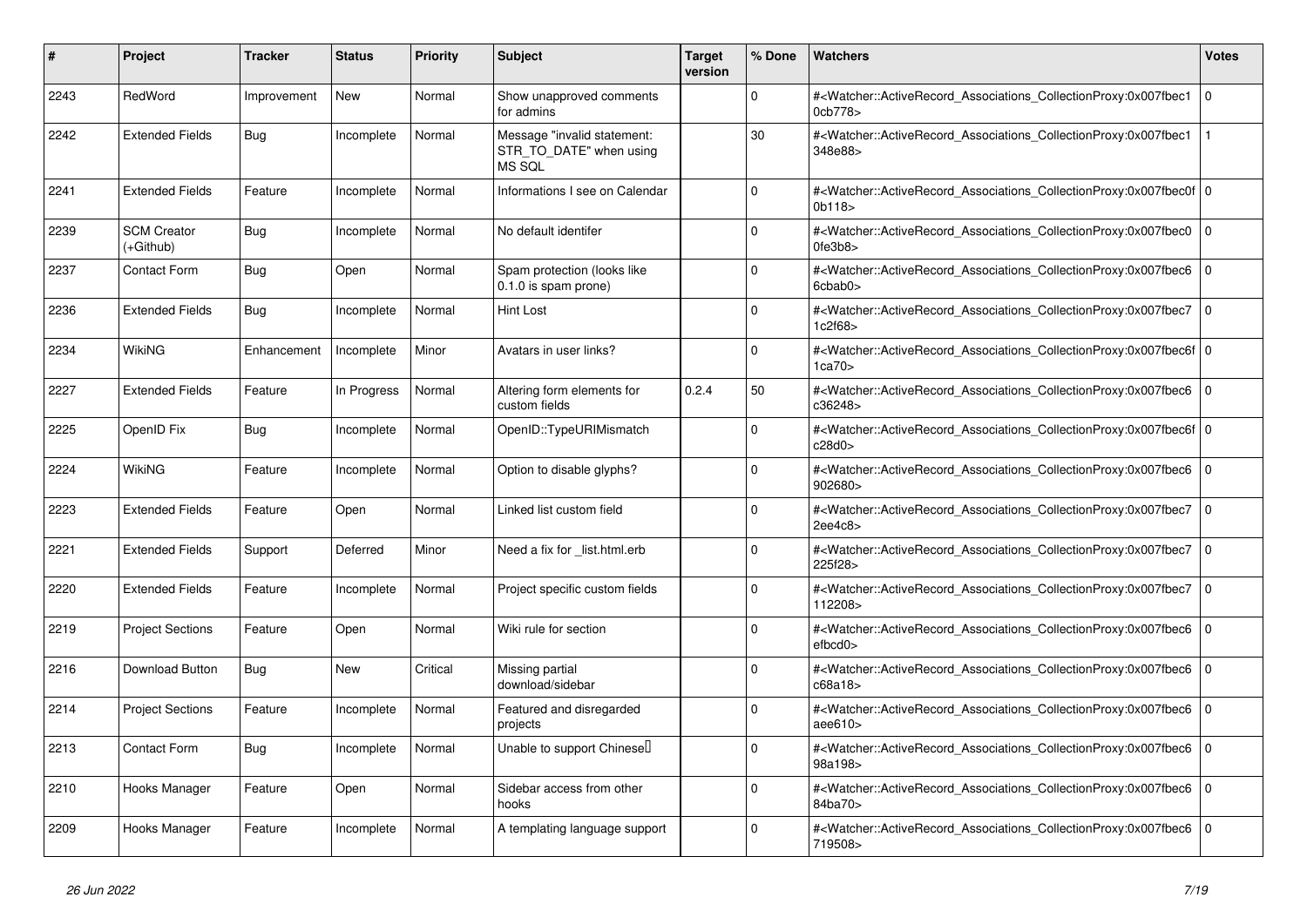| # | Project | Tracker | Status | Priority | Subject | Target version | % Done | Watchers | Votes |
|---|---|---|---|---|---|---|---|---|---|
| 2243 | RedWord | Improvement | New | Normal | Show unapproved comments for admins | | 0 | #<Watcher::ActiveRecord_Associations_CollectionProxy:0x007fbec10cb778> | 0 |
| 2242 | Extended Fields | Bug | Incomplete | Normal | Message "invalid statement: STR_TO_DATE" when using MS SQL | | 30 | #<Watcher::ActiveRecord_Associations_CollectionProxy:0x007fbec1348e88> | 1 |
| 2241 | Extended Fields | Feature | Incomplete | Normal | Informations I see on Calendar | | 0 | #<Watcher::ActiveRecord_Associations_CollectionProxy:0x007fbec0f0b118> | 0 |
| 2239 | SCM Creator (+Github) | Bug | Incomplete | Normal | No default identifer | | 0 | #<Watcher::ActiveRecord_Associations_CollectionProxy:0x007fbec00fe3b8> | 0 |
| 2237 | Contact Form | Bug | Open | Normal | Spam protection (looks like 0.1.0 is spam prone) | | 0 | #<Watcher::ActiveRecord_Associations_CollectionProxy:0x007fbec66cbab0> | 0 |
| 2236 | Extended Fields | Bug | Incomplete | Normal | Hint Lost | | 0 | #<Watcher::ActiveRecord_Associations_CollectionProxy:0x007fbec71c2f68> | 0 |
| 2234 | WikiNG | Enhancement | Incomplete | Minor | Avatars in user links? | | 0 | #<Watcher::ActiveRecord_Associations_CollectionProxy:0x007fbec6f1ca70> | 0 |
| 2227 | Extended Fields | Feature | In Progress | Normal | Altering form elements for custom fields | 0.2.4 | 50 | #<Watcher::ActiveRecord_Associations_CollectionProxy:0x007fbec6c36248> | 0 |
| 2225 | OpenID Fix | Bug | Incomplete | Normal | OpenID::TypeURIMismatch | | 0 | #<Watcher::ActiveRecord_Associations_CollectionProxy:0x007fbec6fc28d0> | 0 |
| 2224 | WikiNG | Feature | Incomplete | Normal | Option to disable glyphs? | | 0 | #<Watcher::ActiveRecord_Associations_CollectionProxy:0x007fbec6902680> | 0 |
| 2223 | Extended Fields | Feature | Open | Normal | Linked list custom field | | 0 | #<Watcher::ActiveRecord_Associations_CollectionProxy:0x007fbec72ee4c8> | 0 |
| 2221 | Extended Fields | Support | Deferred | Minor | Need a fix for _list.html.erb | | 0 | #<Watcher::ActiveRecord_Associations_CollectionProxy:0x007fbec7225f28> | 0 |
| 2220 | Extended Fields | Feature | Incomplete | Normal | Project specific custom fields | | 0 | #<Watcher::ActiveRecord_Associations_CollectionProxy:0x007fbec7112208> | 0 |
| 2219 | Project Sections | Feature | Open | Normal | Wiki rule for section | | 0 | #<Watcher::ActiveRecord_Associations_CollectionProxy:0x007fbec6efbcd0> | 0 |
| 2216 | Download Button | Bug | New | Critical | Missing partial download/sidebar | | 0 | #<Watcher::ActiveRecord_Associations_CollectionProxy:0x007fbec6c68a18> | 0 |
| 2214 | Project Sections | Feature | Incomplete | Normal | Featured and disregarded projects | | 0 | #<Watcher::ActiveRecord_Associations_CollectionProxy:0x007fbec6aee610> | 0 |
| 2213 | Contact Form | Bug | Incomplete | Normal | Unable to support Chinese | | 0 | #<Watcher::ActiveRecord_Associations_CollectionProxy:0x007fbec698a198> | 0 |
| 2210 | Hooks Manager | Feature | Open | Normal | Sidebar access from other hooks | | 0 | #<Watcher::ActiveRecord_Associations_CollectionProxy:0x007fbec684ba70> | 0 |
| 2209 | Hooks Manager | Feature | Incomplete | Normal | A templating language support | | 0 | #<Watcher::ActiveRecord_Associations_CollectionProxy:0x007fbec6719508> | 0 |

*26 Jun 2022*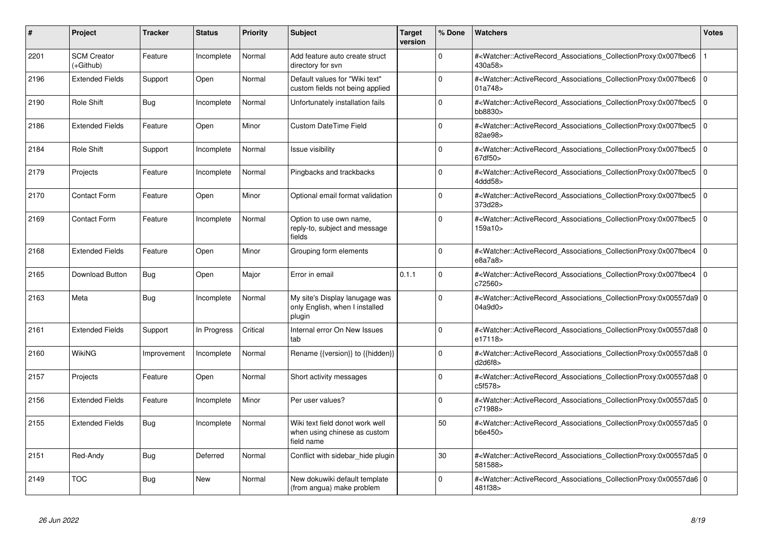| # | Project | Tracker | Status | Priority | Subject | Target version | % Done | Watchers | Votes |
|---|---|---|---|---|---|---|---|---|---|
| 2201 | SCM Creator (+Github) | Feature | Incomplete | Normal | Add feature auto create struct directory for svn | | 0 | #<Watcher::ActiveRecord_Associations_CollectionProxy:0x007fbec6430a58> | 1 |
| 2196 | Extended Fields | Support | Open | Normal | Default values for "Wiki text" custom fields not being applied | | 0 | #<Watcher::ActiveRecord_Associations_CollectionProxy:0x007fbec601a748> | 0 |
| 2190 | Role Shift | Bug | Incomplete | Normal | Unfortunately installation fails | | 0 | #<Watcher::ActiveRecord_Associations_CollectionProxy:0x007fbec5bb8830> | 0 |
| 2186 | Extended Fields | Feature | Open | Minor | Custom DateTime Field | | 0 | #<Watcher::ActiveRecord_Associations_CollectionProxy:0x007fbec582ae98> | 0 |
| 2184 | Role Shift | Support | Incomplete | Normal | Issue visibility | | 0 | #<Watcher::ActiveRecord_Associations_CollectionProxy:0x007fbec567df50> | 0 |
| 2179 | Projects | Feature | Incomplete | Normal | Pingbacks and trackbacks | | 0 | #<Watcher::ActiveRecord_Associations_CollectionProxy:0x007fbec54ddd58> | 0 |
| 2170 | Contact Form | Feature | Open | Minor | Optional email format validation | | 0 | #<Watcher::ActiveRecord_Associations_CollectionProxy:0x007fbec5373d28> | 0 |
| 2169 | Contact Form | Feature | Incomplete | Normal | Option to use own name, reply-to, subject and message fields | | 0 | #<Watcher::ActiveRecord_Associations_CollectionProxy:0x007fbec5159a10> | 0 |
| 2168 | Extended Fields | Feature | Open | Minor | Grouping form elements | | 0 | #<Watcher::ActiveRecord_Associations_CollectionProxy:0x007fbec4e8a7a8> | 0 |
| 2165 | Download Button | Bug | Open | Major | Error in email | 0.1.1 | 0 | #<Watcher::ActiveRecord_Associations_CollectionProxy:0x007fbec4c72560> | 0 |
| 2163 | Meta | Bug | Incomplete | Normal | My site's Display lanugage was only English, when I installed plugin | | 0 | #<Watcher::ActiveRecord_Associations_CollectionProxy:0x00557da904a9d0> | 0 |
| 2161 | Extended Fields | Support | In Progress | Critical | Internal error On New Issues tab | | 0 | #<Watcher::ActiveRecord_Associations_CollectionProxy:0x00557da8e17118> | 0 |
| 2160 | WikiNG | Improvement | Incomplete | Normal | Rename {{version}} to {{hidden}} | | 0 | #<Watcher::ActiveRecord_Associations_CollectionProxy:0x00557da8d2d6f8> | 0 |
| 2157 | Projects | Feature | Open | Normal | Short activity messages | | 0 | #<Watcher::ActiveRecord_Associations_CollectionProxy:0x00557da8c5f578> | 0 |
| 2156 | Extended Fields | Feature | Incomplete | Minor | Per user values? | | 0 | #<Watcher::ActiveRecord_Associations_CollectionProxy:0x00557da5c71988> | 0 |
| 2155 | Extended Fields | Bug | Incomplete | Normal | Wiki text field donot work well when using chinese as custom field name | | 50 | #<Watcher::ActiveRecord_Associations_CollectionProxy:0x00557da5b6e450> | 0 |
| 2151 | Red-Andy | Bug | Deferred | Normal | Conflict with sidebar_hide plugin | | 30 | #<Watcher::ActiveRecord_Associations_CollectionProxy:0x00557da5581588> | 0 |
| 2149 | TOC | Bug | New | Normal | New dokuwiki default template (from angua) make problem | | 0 | #<Watcher::ActiveRecord_Associations_CollectionProxy:0x00557da6481f38> | 0 |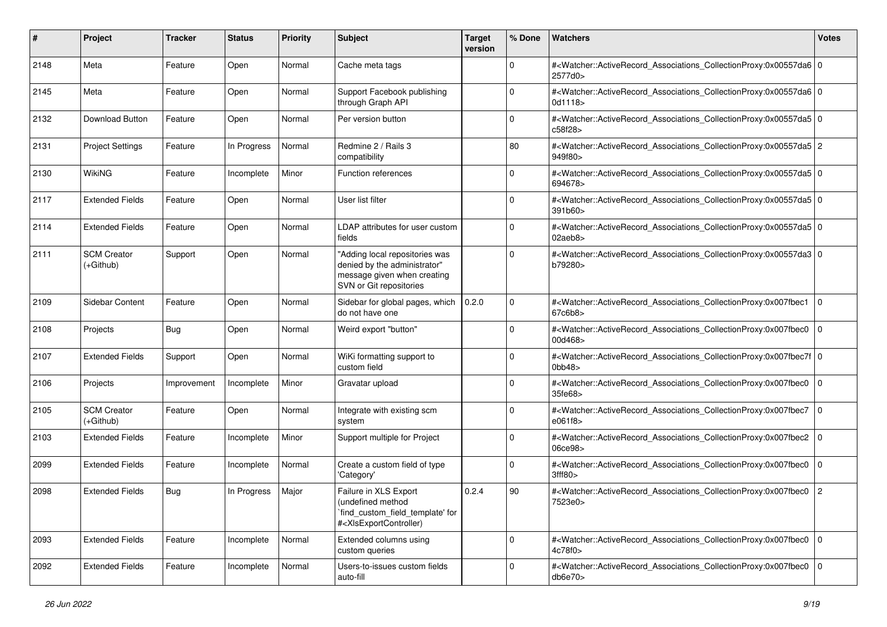| # | Project | Tracker | Status | Priority | Subject | Target version | % Done | Watchers | Votes |
|---|---|---|---|---|---|---|---|---|---|
| 2148 | Meta | Feature | Open | Normal | Cache meta tags | | 0 | #<Watcher::ActiveRecord_Associations_CollectionProxy:0x00557da62577d0> | 0 |
| 2145 | Meta | Feature | Open | Normal | Support Facebook publishing through Graph API | | 0 | #<Watcher::ActiveRecord_Associations_CollectionProxy:0x00557da60d1118> | 0 |
| 2132 | Download Button | Feature | Open | Normal | Per version button | | 0 | #<Watcher::ActiveRecord_Associations_CollectionProxy:0x00557da5c58f28> | 0 |
| 2131 | Project Settings | Feature | In Progress | Normal | Redmine 2 / Rails 3 compatibility | | 80 | #<Watcher::ActiveRecord_Associations_CollectionProxy:0x00557da5949f80> | 2 |
| 2130 | WikiNG | Feature | Incomplete | Minor | Function references | | 0 | #<Watcher::ActiveRecord_Associations_CollectionProxy:0x00557da5694678> | 0 |
| 2117 | Extended Fields | Feature | Open | Normal | User list filter | | 0 | #<Watcher::ActiveRecord_Associations_CollectionProxy:0x00557da5391b60> | 0 |
| 2114 | Extended Fields | Feature | Open | Normal | LDAP attributes for user custom fields | | 0 | #<Watcher::ActiveRecord_Associations_CollectionProxy:0x00557da502aeb8> | 0 |
| 2111 | SCM Creator (+Github) | Support | Open | Normal | "Adding local repositories was denied by the administrator" message given when creating SVN or Git repositories | | 0 | #<Watcher::ActiveRecord_Associations_CollectionProxy:0x00557da3b79280> | 0 |
| 2109 | Sidebar Content | Feature | Open | Normal | Sidebar for global pages, which do not have one | 0.2.0 | 0 | #<Watcher::ActiveRecord_Associations_CollectionProxy:0x007fbec167c6b8> | 0 |
| 2108 | Projects | Bug | Open | Normal | Weird export "button" | | 0 | #<Watcher::ActiveRecord_Associations_CollectionProxy:0x007fbec000d468> | 0 |
| 2107 | Extended Fields | Support | Open | Normal | WiKi formatting support to custom field | | 0 | #<Watcher::ActiveRecord_Associations_CollectionProxy:0x007fbec7f0bb48> | 0 |
| 2106 | Projects | Improvement | Incomplete | Minor | Gravatar upload | | 0 | #<Watcher::ActiveRecord_Associations_CollectionProxy:0x007fbec035fe68> | 0 |
| 2105 | SCM Creator (+Github) | Feature | Open | Normal | Integrate with existing scm system | | 0 | #<Watcher::ActiveRecord_Associations_CollectionProxy:0x007fbec7e061f8> | 0 |
| 2103 | Extended Fields | Feature | Incomplete | Minor | Support multiple for Project | | 0 | #<Watcher::ActiveRecord_Associations_CollectionProxy:0x007fbec206ce98> | 0 |
| 2099 | Extended Fields | Feature | Incomplete | Normal | Create a custom field of type 'Category' | | 0 | #<Watcher::ActiveRecord_Associations_CollectionProxy:0x007fbec03fff80> | 0 |
| 2098 | Extended Fields | Bug | In Progress | Major | Failure in XLS Export (undefined method `find_custom_field_template' for #<XlsExportController) | 0.2.4 | 90 | #<Watcher::ActiveRecord_Associations_CollectionProxy:0x007fbec07523e0> | 2 |
| 2093 | Extended Fields | Feature | Incomplete | Normal | Extended columns using custom queries | | 0 | #<Watcher::ActiveRecord_Associations_CollectionProxy:0x007fbec04c78f0> | 0 |
| 2092 | Extended Fields | Feature | Incomplete | Normal | Users-to-issues custom fields auto-fill | | 0 | #<Watcher::ActiveRecord_Associations_CollectionProxy:0x007fbec0db6e70> | 0 |

*26 Jun 2022*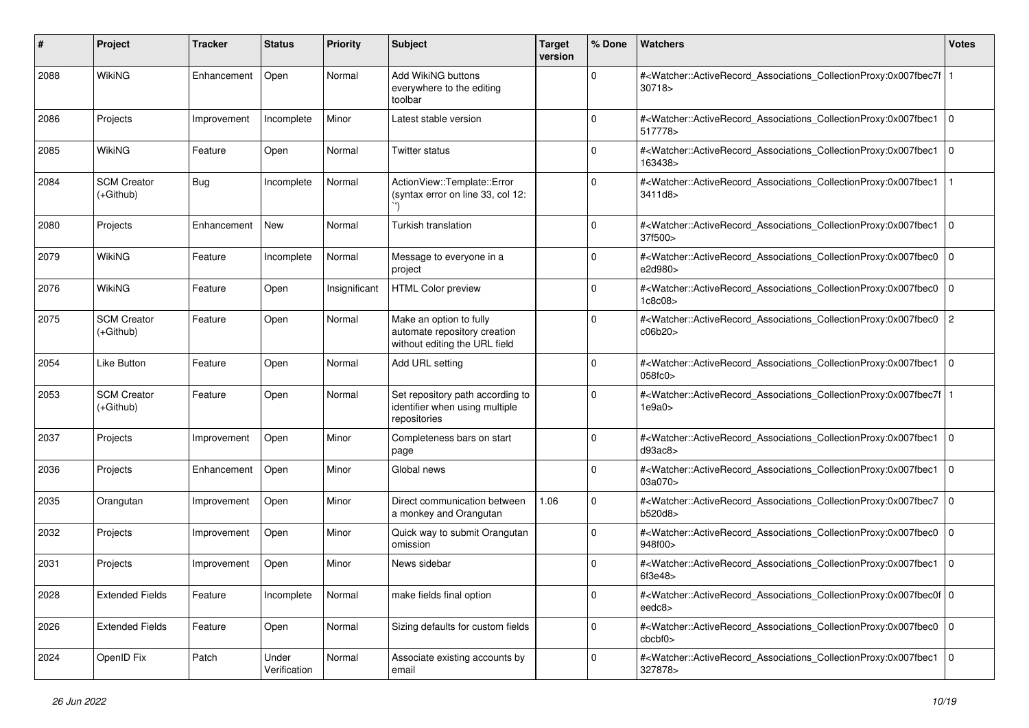| # | Project | Tracker | Status | Priority | Subject | Target version | % Done | Watchers | Votes |
|---|---|---|---|---|---|---|---|---|---|
| 2088 | WikiNG | Enhancement | Open | Normal | Add WikiNG buttons everywhere to the editing toolbar | | 0 | #<Watcher::ActiveRecord_Associations_CollectionProxy:0x007fbec7f30718> | 1 |
| 2086 | Projects | Improvement | Incomplete | Minor | Latest stable version | | 0 | #<Watcher::ActiveRecord_Associations_CollectionProxy:0x007fbec1517778> | 0 |
| 2085 | WikiNG | Feature | Open | Normal | Twitter status | | 0 | #<Watcher::ActiveRecord_Associations_CollectionProxy:0x007fbec1163438> | 0 |
| 2084 | SCM Creator (+Github) | Bug | Incomplete | Normal | ActionView::Template::Error (syntax error on line 33, col 12: ``) | | 0 | #<Watcher::ActiveRecord_Associations_CollectionProxy:0x007fbec13411d8> | 1 |
| 2080 | Projects | Enhancement | New | Normal | Turkish translation | | 0 | #<Watcher::ActiveRecord_Associations_CollectionProxy:0x007fbec137f500> | 0 |
| 2079 | WikiNG | Feature | Incomplete | Normal | Message to everyone in a project | | 0 | #<Watcher::ActiveRecord_Associations_CollectionProxy:0x007fbec0e2d980> | 0 |
| 2076 | WikiNG | Feature | Open | Insignificant | HTML Color preview | | 0 | #<Watcher::ActiveRecord_Associations_CollectionProxy:0x007fbec01c8c08> | 0 |
| 2075 | SCM Creator (+Github) | Feature | Open | Normal | Make an option to fully automate repository creation without editing the URL field | | 0 | #<Watcher::ActiveRecord_Associations_CollectionProxy:0x007fbec0c06b20> | 2 |
| 2054 | Like Button | Feature | Open | Normal | Add URL setting | | 0 | #<Watcher::ActiveRecord_Associations_CollectionProxy:0x007fbec1058fc0> | 0 |
| 2053 | SCM Creator (+Github) | Feature | Open | Normal | Set repository path according to identifier when using multiple repositories | | 0 | #<Watcher::ActiveRecord_Associations_CollectionProxy:0x007fbec7f1e9a0> | 1 |
| 2037 | Projects | Improvement | Open | Minor | Completeness bars on start page | | 0 | #<Watcher::ActiveRecord_Associations_CollectionProxy:0x007fbec1d93ac8> | 0 |
| 2036 | Projects | Enhancement | Open | Minor | Global news | | 0 | #<Watcher::ActiveRecord_Associations_CollectionProxy:0x007fbec103a070> | 0 |
| 2035 | Orangutan | Improvement | Open | Minor | Direct communication between a monkey and Orangutan | 1.06 | 0 | #<Watcher::ActiveRecord_Associations_CollectionProxy:0x007fbec7b520d8> | 0 |
| 2032 | Projects | Improvement | Open | Minor | Quick way to submit Orangutan omission | | 0 | #<Watcher::ActiveRecord_Associations_CollectionProxy:0x007fbec0948f00> | 0 |
| 2031 | Projects | Improvement | Open | Minor | News sidebar | | 0 | #<Watcher::ActiveRecord_Associations_CollectionProxy:0x007fbec16f3e48> | 0 |
| 2028 | Extended Fields | Feature | Incomplete | Normal | make fields final option | | 0 | #<Watcher::ActiveRecord_Associations_CollectionProxy:0x007fbec0feedc8> | 0 |
| 2026 | Extended Fields | Feature | Open | Normal | Sizing defaults for custom fields | | 0 | #<Watcher::ActiveRecord_Associations_CollectionProxy:0x007fbec0cbcbf0> | 0 |
| 2024 | OpenID Fix | Patch | Under Verification | Normal | Associate existing accounts by email | | 0 | #<Watcher::ActiveRecord_Associations_CollectionProxy:0x007fbec1327878> | 0 |

*26 Jun 2022*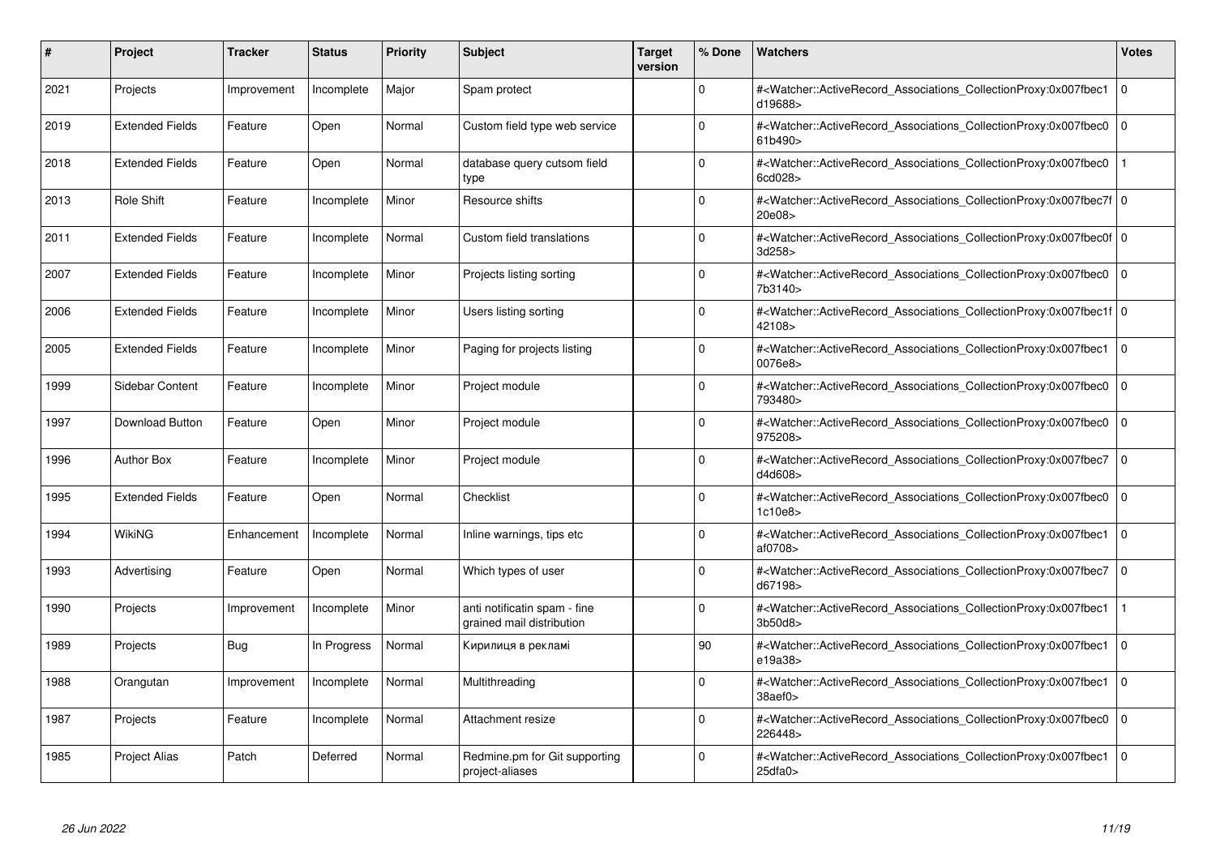| # | Project | Tracker | Status | Priority | Subject | Target version | % Done | Watchers | Votes |
|---|---|---|---|---|---|---|---|---|---|
| 2021 | Projects | Improvement | Incomplete | Major | Spam protect | | 0 | #<Watcher::ActiveRecord_Associations_CollectionProxy:0x007fbec1d19688> | 0 |
| 2019 | Extended Fields | Feature | Open | Normal | Custom field type web service | | 0 | #<Watcher::ActiveRecord_Associations_CollectionProxy:0x007fbec061b490> | 0 |
| 2018 | Extended Fields | Feature | Open | Normal | database query cutsom field type | | 0 | #<Watcher::ActiveRecord_Associations_CollectionProxy:0x007fbec06cd028> | 1 |
| 2013 | Role Shift | Feature | Incomplete | Minor | Resource shifts | | 0 | #<Watcher::ActiveRecord_Associations_CollectionProxy:0x007fbec7f20e08> | 0 |
| 2011 | Extended Fields | Feature | Incomplete | Normal | Custom field translations | | 0 | #<Watcher::ActiveRecord_Associations_CollectionProxy:0x007fbec0f3d258> | 0 |
| 2007 | Extended Fields | Feature | Incomplete | Minor | Projects listing sorting | | 0 | #<Watcher::ActiveRecord_Associations_CollectionProxy:0x007fbec07b3140> | 0 |
| 2006 | Extended Fields | Feature | Incomplete | Minor | Users listing sorting | | 0 | #<Watcher::ActiveRecord_Associations_CollectionProxy:0x007fbec1f42108> | 0 |
| 2005 | Extended Fields | Feature | Incomplete | Minor | Paging for projects listing | | 0 | #<Watcher::ActiveRecord_Associations_CollectionProxy:0x007fbec10076e8> | 0 |
| 1999 | Sidebar Content | Feature | Incomplete | Minor | Project module | | 0 | #<Watcher::ActiveRecord_Associations_CollectionProxy:0x007fbec0793480> | 0 |
| 1997 | Download Button | Feature | Open | Minor | Project module | | 0 | #<Watcher::ActiveRecord_Associations_CollectionProxy:0x007fbec0975208> | 0 |
| 1996 | Author Box | Feature | Incomplete | Minor | Project module | | 0 | #<Watcher::ActiveRecord_Associations_CollectionProxy:0x007fbec7d4d608> | 0 |
| 1995 | Extended Fields | Feature | Open | Normal | Checklist | | 0 | #<Watcher::ActiveRecord_Associations_CollectionProxy:0x007fbec01c10e8> | 0 |
| 1994 | WikiNG | Enhancement | Incomplete | Normal | Inline warnings, tips etc | | 0 | #<Watcher::ActiveRecord_Associations_CollectionProxy:0x007fbec1af0708> | 0 |
| 1993 | Advertising | Feature | Open | Normal | Which types of user | | 0 | #<Watcher::ActiveRecord_Associations_CollectionProxy:0x007fbec7d67198> | 0 |
| 1990 | Projects | Improvement | Incomplete | Minor | anti notificatin spam - fine grained mail distribution | | 0 | #<Watcher::ActiveRecord_Associations_CollectionProxy:0x007fbec13b50d8> | 1 |
| 1989 | Projects | Bug | In Progress | Normal | Кирилиця в рекламі | | 90 | #<Watcher::ActiveRecord_Associations_CollectionProxy:0x007fbec1e19a38> | 0 |
| 1988 | Orangutan | Improvement | Incomplete | Normal | Multithreading | | 0 | #<Watcher::ActiveRecord_Associations_CollectionProxy:0x007fbec138aef0> | 0 |
| 1987 | Projects | Feature | Incomplete | Normal | Attachment resize | | 0 | #<Watcher::ActiveRecord_Associations_CollectionProxy:0x007fbec0226448> | 0 |
| 1985 | Project Alias | Patch | Deferred | Normal | Redmine.pm for Git supporting project-aliases | | 0 | #<Watcher::ActiveRecord_Associations_CollectionProxy:0x007fbec125dfa0> | 0 |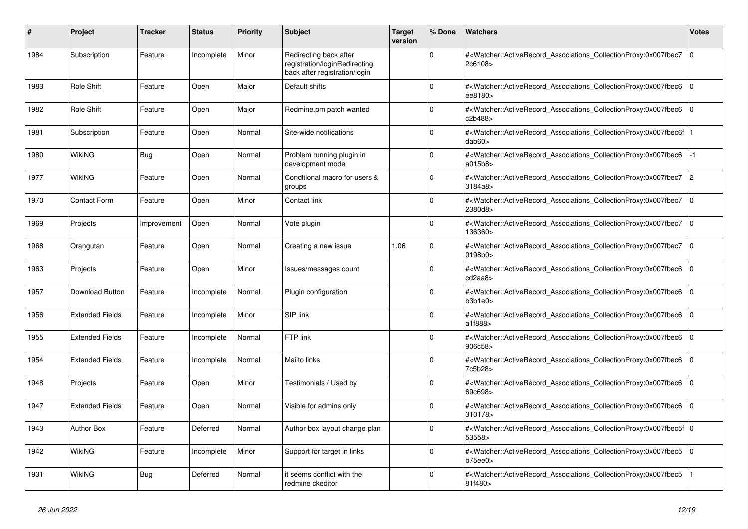| # | Project | Tracker | Status | Priority | Subject | Target version | % Done | Watchers | Votes |
|---|---|---|---|---|---|---|---|---|---|
| 1984 | Subscription | Feature | Incomplete | Minor | Redirecting back after registration/loginRedirecting back after registration/login | | 0 | #<Watcher::ActiveRecord_Associations_CollectionProxy:0x007fbec72c6108> | 0 |
| 1983 | Role Shift | Feature | Open | Major | Default shifts | | 0 | #<Watcher::ActiveRecord_Associations_CollectionProxy:0x007fbec6ee8180> | 0 |
| 1982 | Role Shift | Feature | Open | Major | Redmine.pm patch wanted | | 0 | #<Watcher::ActiveRecord_Associations_CollectionProxy:0x007fbec6c2b488> | 0 |
| 1981 | Subscription | Feature | Open | Normal | Site-wide notifications | | 0 | #<Watcher::ActiveRecord_Associations_CollectionProxy:0x007fbec6fdab60> | 1 |
| 1980 | WikiNG | Bug | Open | Normal | Problem running plugin in development mode | | 0 | #<Watcher::ActiveRecord_Associations_CollectionProxy:0x007fbec6a015b8> | -1 |
| 1977 | WikiNG | Feature | Open | Normal | Conditional macro for users & groups | | 0 | #<Watcher::ActiveRecord_Associations_CollectionProxy:0x007fbec73184a8> | 2 |
| 1970 | Contact Form | Feature | Open | Minor | Contact link | | 0 | #<Watcher::ActiveRecord_Associations_CollectionProxy:0x007fbec72380d8> | 0 |
| 1969 | Projects | Improvement | Open | Normal | Vote plugin | | 0 | #<Watcher::ActiveRecord_Associations_CollectionProxy:0x007fbec7136360> | 0 |
| 1968 | Orangutan | Feature | Open | Normal | Creating a new issue | 1.06 | 0 | #<Watcher::ActiveRecord_Associations_CollectionProxy:0x007fbec70198b0> | 0 |
| 1963 | Projects | Feature | Open | Minor | Issues/messages count | | 0 | #<Watcher::ActiveRecord_Associations_CollectionProxy:0x007fbec6cd2aa8> | 0 |
| 1957 | Download Button | Feature | Incomplete | Normal | Plugin configuration | | 0 | #<Watcher::ActiveRecord_Associations_CollectionProxy:0x007fbec6b3b1e0> | 0 |
| 1956 | Extended Fields | Feature | Incomplete | Minor | SIP link | | 0 | #<Watcher::ActiveRecord_Associations_CollectionProxy:0x007fbec6a1f888> | 0 |
| 1955 | Extended Fields | Feature | Incomplete | Normal | FTP link | | 0 | #<Watcher::ActiveRecord_Associations_CollectionProxy:0x007fbec6906c58> | 0 |
| 1954 | Extended Fields | Feature | Incomplete | Normal | Mailto links | | 0 | #<Watcher::ActiveRecord_Associations_CollectionProxy:0x007fbec67c5b28> | 0 |
| 1948 | Projects | Feature | Open | Minor | Testimonials / Used by | | 0 | #<Watcher::ActiveRecord_Associations_CollectionProxy:0x007fbec669c698> | 0 |
| 1947 | Extended Fields | Feature | Open | Normal | Visible for admins only | | 0 | #<Watcher::ActiveRecord_Associations_CollectionProxy:0x007fbec6310178> | 0 |
| 1943 | Author Box | Feature | Deferred | Normal | Author box layout change plan | | 0 | #<Watcher::ActiveRecord_Associations_CollectionProxy:0x007fbec5f53558> | 0 |
| 1942 | WikiNG | Feature | Incomplete | Minor | Support for target in links | | 0 | #<Watcher::ActiveRecord_Associations_CollectionProxy:0x007fbec5b75ee0> | 0 |
| 1931 | WikiNG | Bug | Deferred | Normal | it seems conflict with the redmine ckeditor | | 0 | #<Watcher::ActiveRecord_Associations_CollectionProxy:0x007fbec581f480> | 1 |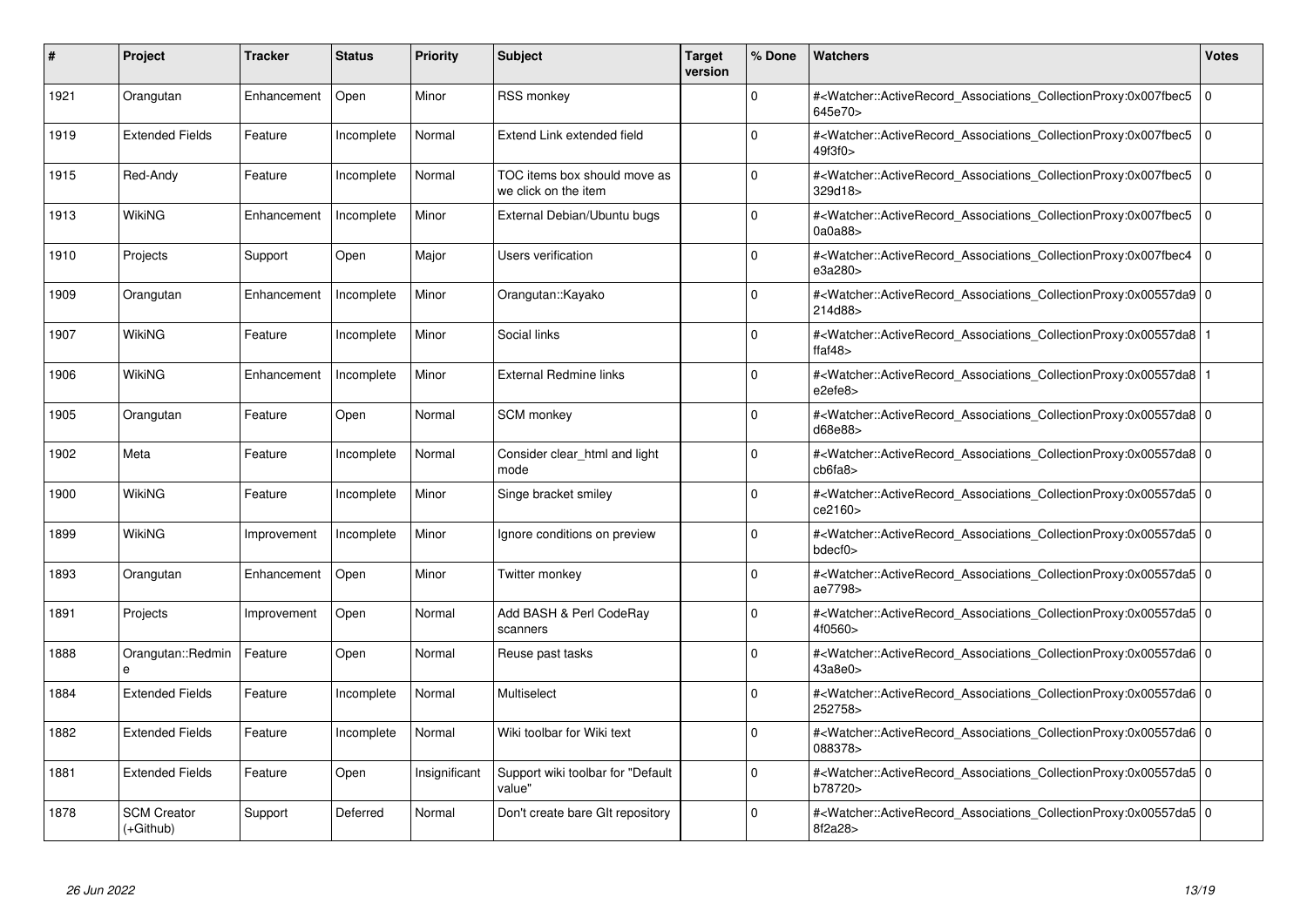| # | Project | Tracker | Status | Priority | Subject | Target version | % Done | Watchers | Votes |
|---|---|---|---|---|---|---|---|---|---|
| 1921 | Orangutan | Enhancement | Open | Minor | RSS monkey | | 0 | #<Watcher::ActiveRecord_Associations_CollectionProxy:0x007fbec5645e70> | 0 |
| 1919 | Extended Fields | Feature | Incomplete | Normal | Extend Link extended field | | 0 | #<Watcher::ActiveRecord_Associations_CollectionProxy:0x007fbec549f3f0> | 0 |
| 1915 | Red-Andy | Feature | Incomplete | Normal | TOC items box should move as we click on the item | | 0 | #<Watcher::ActiveRecord_Associations_CollectionProxy:0x007fbec5329d18> | 0 |
| 1913 | WikiNG | Enhancement | Incomplete | Minor | External Debian/Ubuntu bugs | | 0 | #<Watcher::ActiveRecord_Associations_CollectionProxy:0x007fbec50a0a88> | 0 |
| 1910 | Projects | Support | Open | Major | Users verification | | 0 | #<Watcher::ActiveRecord_Associations_CollectionProxy:0x007fbec4e3a280> | 0 |
| 1909 | Orangutan | Enhancement | Incomplete | Minor | Orangutan::Kayako | | 0 | #<Watcher::ActiveRecord_Associations_CollectionProxy:0x00557da9214d88> | 0 |
| 1907 | WikiNG | Feature | Incomplete | Minor | Social links | | 0 | #<Watcher::ActiveRecord_Associations_CollectionProxy:0x00557da8ffaf48> | 1 |
| 1906 | WikiNG | Enhancement | Incomplete | Minor | External Redmine links | | 0 | #<Watcher::ActiveRecord_Associations_CollectionProxy:0x00557da8e2efe8> | 1 |
| 1905 | Orangutan | Feature | Open | Normal | SCM monkey | | 0 | #<Watcher::ActiveRecord_Associations_CollectionProxy:0x00557da8d68e88> | 0 |
| 1902 | Meta | Feature | Incomplete | Normal | Consider clear_html and light mode | | 0 | #<Watcher::ActiveRecord_Associations_CollectionProxy:0x00557da8cb6fa8> | 0 |
| 1900 | WikiNG | Feature | Incomplete | Minor | Singe bracket smiley | | 0 | #<Watcher::ActiveRecord_Associations_CollectionProxy:0x00557da5ce2160> | 0 |
| 1899 | WikiNG | Improvement | Incomplete | Minor | Ignore conditions on preview | | 0 | #<Watcher::ActiveRecord_Associations_CollectionProxy:0x00557da5bdecf0> | 0 |
| 1893 | Orangutan | Enhancement | Open | Minor | Twitter monkey | | 0 | #<Watcher::ActiveRecord_Associations_CollectionProxy:0x00557da5ae7798> | 0 |
| 1891 | Projects | Improvement | Open | Normal | Add BASH & Perl CodeRay scanners | | 0 | #<Watcher::ActiveRecord_Associations_CollectionProxy:0x00557da54f0560> | 0 |
| 1888 | Orangutan::Redmine | Feature | Open | Normal | Reuse past tasks | | 0 | #<Watcher::ActiveRecord_Associations_CollectionProxy:0x00557da643a8e0> | 0 |
| 1884 | Extended Fields | Feature | Incomplete | Normal | Multiselect | | 0 | #<Watcher::ActiveRecord_Associations_CollectionProxy:0x00557da6252758> | 0 |
| 1882 | Extended Fields | Feature | Incomplete | Normal | Wiki toolbar for Wiki text | | 0 | #<Watcher::ActiveRecord_Associations_CollectionProxy:0x00557da6088378> | 0 |
| 1881 | Extended Fields | Feature | Open | Insignificant | Support wiki toolbar for "Default value" | | 0 | #<Watcher::ActiveRecord_Associations_CollectionProxy:0x00557da5b78720> | 0 |
| 1878 | SCM Creator (+Github) | Support | Deferred | Normal | Don't create bare GIt repository | | 0 | #<Watcher::ActiveRecord_Associations_CollectionProxy:0x00557da58f2a28> | 0 |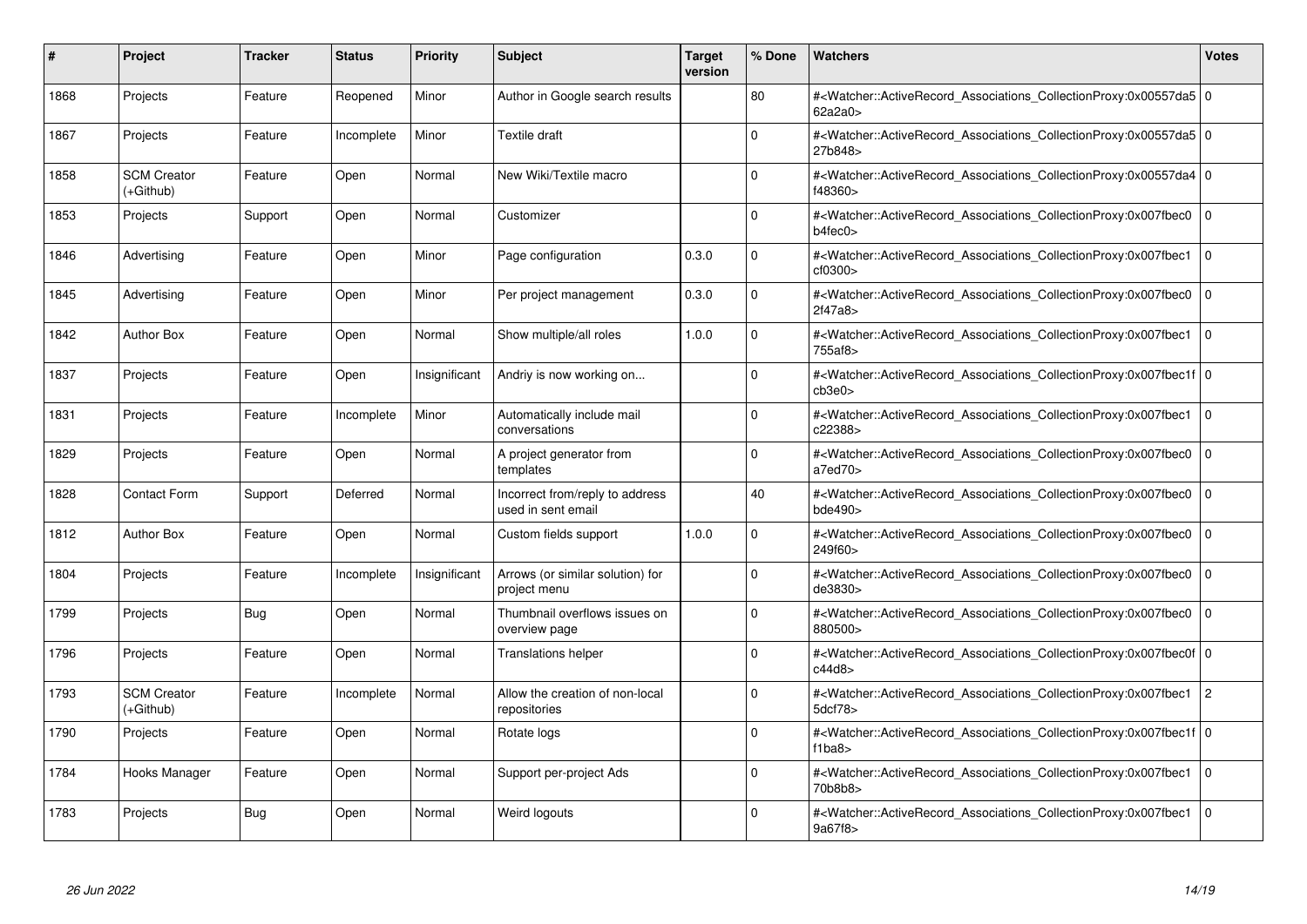| # | Project | Tracker | Status | Priority | Subject | Target version | % Done | Watchers | Votes |
|---|---|---|---|---|---|---|---|---|---|
| 1868 | Projects | Feature | Reopened | Minor | Author in Google search results | | 80 | #<Watcher::ActiveRecord_Associations_CollectionProxy:0x00557da562a2a0> | 0 |
| 1867 | Projects | Feature | Incomplete | Minor | Textile draft | | 0 | #<Watcher::ActiveRecord_Associations_CollectionProxy:0x00557da527b848> | 0 |
| 1858 | SCM Creator (+Github) | Feature | Open | Normal | New Wiki/Textile macro | | 0 | #<Watcher::ActiveRecord_Associations_CollectionProxy:0x00557da4f48360> | 0 |
| 1853 | Projects | Support | Open | Normal | Customizer | | 0 | #<Watcher::ActiveRecord_Associations_CollectionProxy:0x007fbec0b4fec0> | 0 |
| 1846 | Advertising | Feature | Open | Minor | Page configuration | 0.3.0 | 0 | #<Watcher::ActiveRecord_Associations_CollectionProxy:0x007fbec1cf0300> | 0 |
| 1845 | Advertising | Feature | Open | Minor | Per project management | 0.3.0 | 0 | #<Watcher::ActiveRecord_Associations_CollectionProxy:0x007fbec02f47a8> | 0 |
| 1842 | Author Box | Feature | Open | Normal | Show multiple/all roles | 1.0.0 | 0 | #<Watcher::ActiveRecord_Associations_CollectionProxy:0x007fbec1755af8> | 0 |
| 1837 | Projects | Feature | Open | Insignificant | Andriy is now working on... | | 0 | #<Watcher::ActiveRecord_Associations_CollectionProxy:0x007fbec1fcb3e0> | 0 |
| 1831 | Projects | Feature | Incomplete | Minor | Automatically include mail conversations | | 0 | #<Watcher::ActiveRecord_Associations_CollectionProxy:0x007fbec1c22388> | 0 |
| 1829 | Projects | Feature | Open | Normal | A project generator from templates | | 0 | #<Watcher::ActiveRecord_Associations_CollectionProxy:0x007fbec0a7ed70> | 0 |
| 1828 | Contact Form | Support | Deferred | Normal | Incorrect from/reply to address used in sent email | | 40 | #<Watcher::ActiveRecord_Associations_CollectionProxy:0x007fbec0bde490> | 0 |
| 1812 | Author Box | Feature | Open | Normal | Custom fields support | 1.0.0 | 0 | #<Watcher::ActiveRecord_Associations_CollectionProxy:0x007fbec0249f60> | 0 |
| 1804 | Projects | Feature | Incomplete | Insignificant | Arrows (or similar solution) for project menu | | 0 | #<Watcher::ActiveRecord_Associations_CollectionProxy:0x007fbec0de3830> | 0 |
| 1799 | Projects | Bug | Open | Normal | Thumbnail overflows issues on overview page | | 0 | #<Watcher::ActiveRecord_Associations_CollectionProxy:0x007fbec0880500> | 0 |
| 1796 | Projects | Feature | Open | Normal | Translations helper | | 0 | #<Watcher::ActiveRecord_Associations_CollectionProxy:0x007fbec0fc44d8> | 0 |
| 1793 | SCM Creator (+Github) | Feature | Incomplete | Normal | Allow the creation of non-local repositories | | 0 | #<Watcher::ActiveRecord_Associations_CollectionProxy:0x007fbec15dcf78> | 2 |
| 1790 | Projects | Feature | Open | Normal | Rotate logs | | 0 | #<Watcher::ActiveRecord_Associations_CollectionProxy:0x007fbec1ff1ba8> | 0 |
| 1784 | Hooks Manager | Feature | Open | Normal | Support per-project Ads | | 0 | #<Watcher::ActiveRecord_Associations_CollectionProxy:0x007fbec170b8b8> | 0 |
| 1783 | Projects | Bug | Open | Normal | Weird logouts | | 0 | #<Watcher::ActiveRecord_Associations_CollectionProxy:0x007fbec19a67f8> | 0 |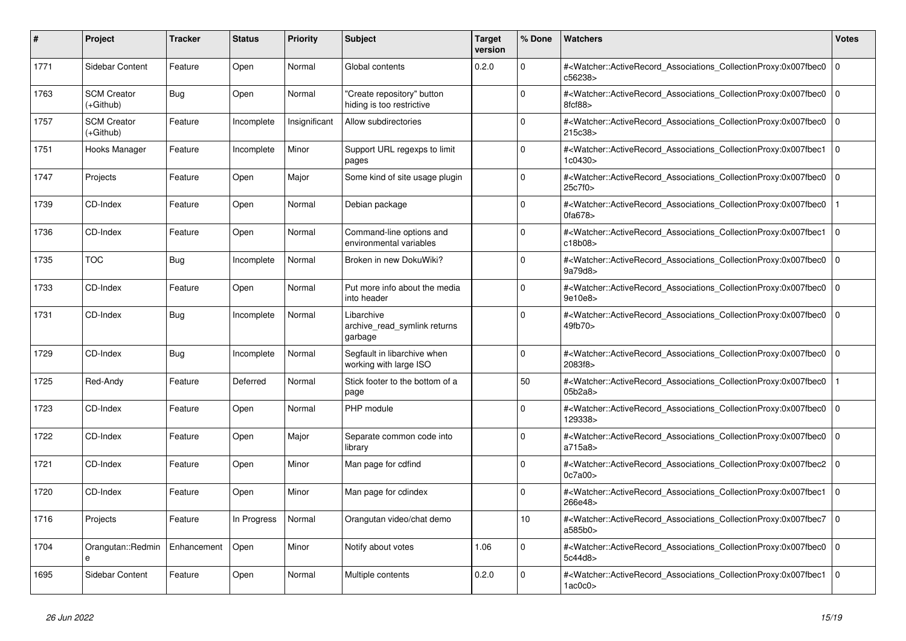| # | Project | Tracker | Status | Priority | Subject | Target version | % Done | Watchers | Votes |
|---|---|---|---|---|---|---|---|---|---|
| 1771 | Sidebar Content | Feature | Open | Normal | Global contents | 0.2.0 | 0 | #<Watcher::ActiveRecord_Associations_CollectionProxy:0x007fbec0c56238> | 0 |
| 1763 | SCM Creator (+Github) | Bug | Open | Normal | "Create repository" button hiding is too restrictive | | 0 | #<Watcher::ActiveRecord_Associations_CollectionProxy:0x007fbec08fcf88> | 0 |
| 1757 | SCM Creator (+Github) | Feature | Incomplete | Insignificant | Allow subdirectories | | 0 | #<Watcher::ActiveRecord_Associations_CollectionProxy:0x007fbec0215c38> | 0 |
| 1751 | Hooks Manager | Feature | Incomplete | Minor | Support URL regexps to limit pages | | 0 | #<Watcher::ActiveRecord_Associations_CollectionProxy:0x007fbec11c0430> | 0 |
| 1747 | Projects | Feature | Open | Major | Some kind of site usage plugin | | 0 | #<Watcher::ActiveRecord_Associations_CollectionProxy:0x007fbec025c7f0> | 0 |
| 1739 | CD-Index | Feature | Open | Normal | Debian package | | 0 | #<Watcher::ActiveRecord_Associations_CollectionProxy:0x007fbec00fa678> | 1 |
| 1736 | CD-Index | Feature | Open | Normal | Command-line options and environmental variables | | 0 | #<Watcher::ActiveRecord_Associations_CollectionProxy:0x007fbec1c18b08> | 0 |
| 1735 | TOC | Bug | Incomplete | Normal | Broken in new DokuWiki? | | 0 | #<Watcher::ActiveRecord_Associations_CollectionProxy:0x007fbec09a79d8> | 0 |
| 1733 | CD-Index | Feature | Open | Normal | Put more info about the media into header | | 0 | #<Watcher::ActiveRecord_Associations_CollectionProxy:0x007fbec09e10e8> | 0 |
| 1731 | CD-Index | Bug | Incomplete | Normal | Libarchive archive_read_symlink returns garbage | | 0 | #<Watcher::ActiveRecord_Associations_CollectionProxy:0x007fbec049fb70> | 0 |
| 1729 | CD-Index | Bug | Incomplete | Normal | Segfault in libarchive when working with large ISO | | 0 | #<Watcher::ActiveRecord_Associations_CollectionProxy:0x007fbec02083f8> | 0 |
| 1725 | Red-Andy | Feature | Deferred | Normal | Stick footer to the bottom of a page | | 50 | #<Watcher::ActiveRecord_Associations_CollectionProxy:0x007fbec005b2a8> | 1 |
| 1723 | CD-Index | Feature | Open | Normal | PHP module | | 0 | #<Watcher::ActiveRecord_Associations_CollectionProxy:0x007fbec0129338> | 0 |
| 1722 | CD-Index | Feature | Open | Major | Separate common code into library | | 0 | #<Watcher::ActiveRecord_Associations_CollectionProxy:0x007fbec0a715a8> | 0 |
| 1721 | CD-Index | Feature | Open | Minor | Man page for cdfind | | 0 | #<Watcher::ActiveRecord_Associations_CollectionProxy:0x007fbec20c7a00> | 0 |
| 1720 | CD-Index | Feature | Open | Minor | Man page for cdindex | | 0 | #<Watcher::ActiveRecord_Associations_CollectionProxy:0x007fbec1266e48> | 0 |
| 1716 | Projects | Feature | In Progress | Normal | Orangutan video/chat demo | | 10 | #<Watcher::ActiveRecord_Associations_CollectionProxy:0x007fbec7a585b0> | 0 |
| 1704 | Orangutan::Redmine | Enhancement | Open | Minor | Notify about votes | 1.06 | 0 | #<Watcher::ActiveRecord_Associations_CollectionProxy:0x007fbec05c44d8> | 0 |
| 1695 | Sidebar Content | Feature | Open | Normal | Multiple contents | 0.2.0 | 0 | #<Watcher::ActiveRecord_Associations_CollectionProxy:0x007fbec11ac0c0> | 0 |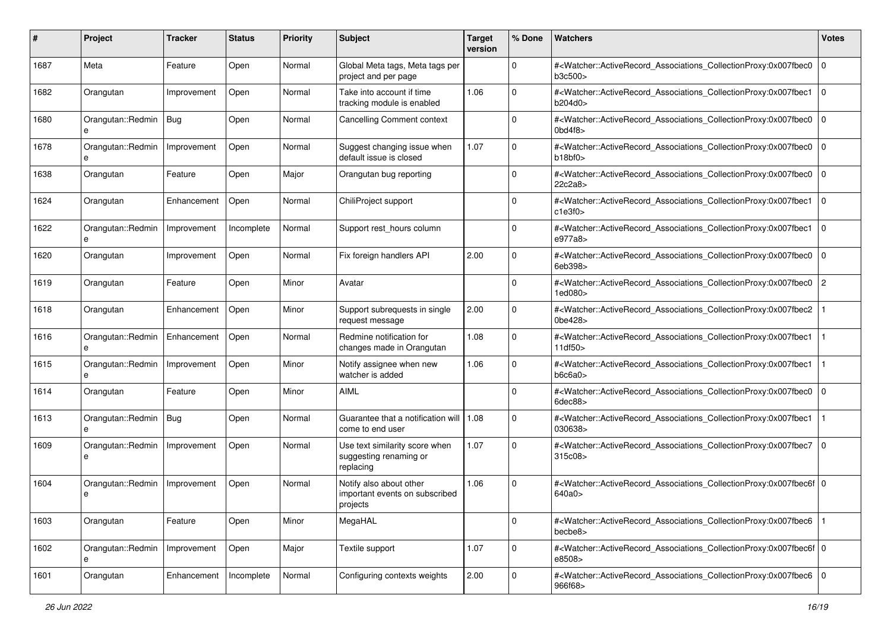| # | Project | Tracker | Status | Priority | Subject | Target version | % Done | Watchers | Votes |
|---|---|---|---|---|---|---|---|---|---|
| 1687 | Meta | Feature | Open | Normal | Global Meta tags, Meta tags per project and per page | | 0 | #<Watcher::ActiveRecord_Associations_CollectionProxy:0x007fbec0b3c500> | 0 |
| 1682 | Orangutan | Improvement | Open | Normal | Take into account if time tracking module is enabled | 1.06 | 0 | #<Watcher::ActiveRecord_Associations_CollectionProxy:0x007fbec1b204d0> | 0 |
| 1680 | Orangutan::Redmine | Bug | Open | Normal | Cancelling Comment context | | 0 | #<Watcher::ActiveRecord_Associations_CollectionProxy:0x007fbec00bd4f8> | 0 |
| 1678 | Orangutan::Redmine | Improvement | Open | Normal | Suggest changing issue when default issue is closed | 1.07 | 0 | #<Watcher::ActiveRecord_Associations_CollectionProxy:0x007fbec0b18bf0> | 0 |
| 1638 | Orangutan | Feature | Open | Major | Orangutan bug reporting | | 0 | #<Watcher::ActiveRecord_Associations_CollectionProxy:0x007fbec022c2a8> | 0 |
| 1624 | Orangutan | Enhancement | Open | Normal | ChiliProject support | | 0 | #<Watcher::ActiveRecord_Associations_CollectionProxy:0x007fbec1c1e3f0> | 0 |
| 1622 | Orangutan::Redmine | Improvement | Incomplete | Normal | Support rest_hours column | | 0 | #<Watcher::ActiveRecord_Associations_CollectionProxy:0x007fbec1e977a8> | 0 |
| 1620 | Orangutan | Improvement | Open | Normal | Fix foreign handlers API | 2.00 | 0 | #<Watcher::ActiveRecord_Associations_CollectionProxy:0x007fbec06eb398> | 0 |
| 1619 | Orangutan | Feature | Open | Minor | Avatar | | 0 | #<Watcher::ActiveRecord_Associations_CollectionProxy:0x007fbec01ed080> | 2 |
| 1618 | Orangutan | Enhancement | Open | Minor | Support subrequests in single request message | 2.00 | 0 | #<Watcher::ActiveRecord_Associations_CollectionProxy:0x007fbec20be428> | 1 |
| 1616 | Orangutan::Redmine | Enhancement | Open | Normal | Redmine notification for changes made in Orangutan | 1.08 | 0 | #<Watcher::ActiveRecord_Associations_CollectionProxy:0x007fbec111df50> | 1 |
| 1615 | Orangutan::Redmine | Improvement | Open | Minor | Notify assignee when new watcher is added | 1.06 | 0 | #<Watcher::ActiveRecord_Associations_CollectionProxy:0x007fbec1b6c6a0> | 1 |
| 1614 | Orangutan | Feature | Open | Minor | AIML | | 0 | #<Watcher::ActiveRecord_Associations_CollectionProxy:0x007fbec06dec88> | 0 |
| 1613 | Orangutan::Redmine | Bug | Open | Normal | Guarantee that a notification will come to end user | 1.08 | 0 | #<Watcher::ActiveRecord_Associations_CollectionProxy:0x007fbec1030638> | 1 |
| 1609 | Orangutan::Redmine | Improvement | Open | Normal | Use text similarity score when suggesting renaming or replacing | 1.07 | 0 | #<Watcher::ActiveRecord_Associations_CollectionProxy:0x007fbec7315c08> | 0 |
| 1604 | Orangutan::Redmine | Improvement | Open | Normal | Notify also about other important events on subscribed projects | 1.06 | 0 | #<Watcher::ActiveRecord_Associations_CollectionProxy:0x007fbec6f640a0> | 0 |
| 1603 | Orangutan | Feature | Open | Minor | MegaHAL | | 0 | #<Watcher::ActiveRecord_Associations_CollectionProxy:0x007fbec6becbe8> | 1 |
| 1602 | Orangutan::Redmine | Improvement | Open | Major | Textile support | 1.07 | 0 | #<Watcher::ActiveRecord_Associations_CollectionProxy:0x007fbec6fe8508> | 0 |
| 1601 | Orangutan | Enhancement | Incomplete | Normal | Configuring contexts weights | 2.00 | 0 | #<Watcher::ActiveRecord_Associations_CollectionProxy:0x007fbec6966f68> | 0 |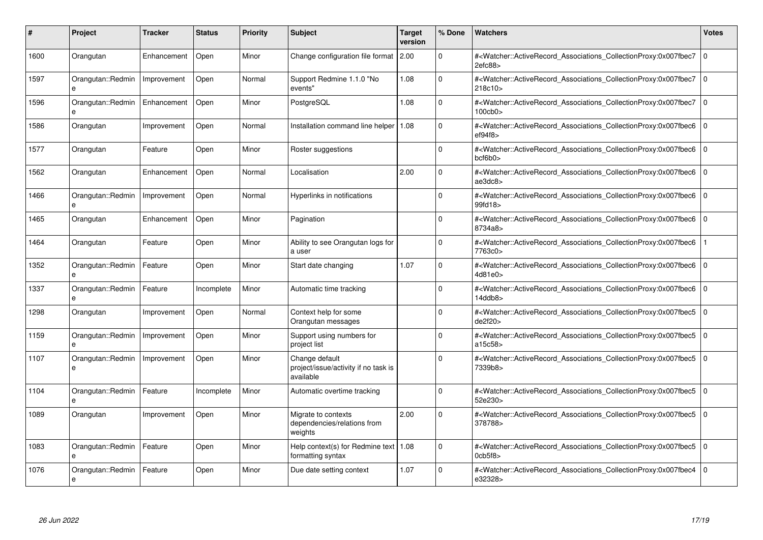| # | Project | Tracker | Status | Priority | Subject | Target version | % Done | Watchers | Votes |
|---|---|---|---|---|---|---|---|---|---|
| 1600 | Orangutan | Enhancement | Open | Minor | Change configuration file format | 2.00 | 0 | #<Watcher::ActiveRecord_Associations_CollectionProxy:0x007fbec72efc88> | 0 |
| 1597 | Orangutan::Redmine | Improvement | Open | Normal | Support Redmine 1.1.0 "No events" | 1.08 | 0 | #<Watcher::ActiveRecord_Associations_CollectionProxy:0x007fbec7218c10> | 0 |
| 1596 | Orangutan::Redmine | Enhancement | Open | Minor | PostgreSQL | 1.08 | 0 | #<Watcher::ActiveRecord_Associations_CollectionProxy:0x007fbec7100cb0> | 0 |
| 1586 | Orangutan | Improvement | Open | Normal | Installation command line helper | 1.08 | 0 | #<Watcher::ActiveRecord_Associations_CollectionProxy:0x007fbec6ef94f8> | 0 |
| 1577 | Orangutan | Feature | Open | Minor | Roster suggestions | | 0 | #<Watcher::ActiveRecord_Associations_CollectionProxy:0x007fbec6bcf6b0> | 0 |
| 1562 | Orangutan | Enhancement | Open | Normal | Localisation | 2.00 | 0 | #<Watcher::ActiveRecord_Associations_CollectionProxy:0x007fbec6ae3dc8> | 0 |
| 1466 | Orangutan::Redmine | Improvement | Open | Normal | Hyperlinks in notifications | | 0 | #<Watcher::ActiveRecord_Associations_CollectionProxy:0x007fbec699fd18> | 0 |
| 1465 | Orangutan | Enhancement | Open | Minor | Pagination | | 0 | #<Watcher::ActiveRecord_Associations_CollectionProxy:0x007fbec68734a8> | 0 |
| 1464 | Orangutan | Feature | Open | Minor | Ability to see Orangutan logs for a user | | 0 | #<Watcher::ActiveRecord_Associations_CollectionProxy:0x007fbec67763c0> | 1 |
| 1352 | Orangutan::Redmine | Feature | Open | Minor | Start date changing | 1.07 | 0 | #<Watcher::ActiveRecord_Associations_CollectionProxy:0x007fbec64d81e0> | 0 |
| 1337 | Orangutan::Redmine | Feature | Incomplete | Minor | Automatic time tracking | | 0 | #<Watcher::ActiveRecord_Associations_CollectionProxy:0x007fbec614ddb8> | 0 |
| 1298 | Orangutan | Improvement | Open | Normal | Context help for some Orangutan messages | | 0 | #<Watcher::ActiveRecord_Associations_CollectionProxy:0x007fbec5de2f20> | 0 |
| 1159 | Orangutan::Redmine | Improvement | Open | Minor | Support using numbers for project list | | 0 | #<Watcher::ActiveRecord_Associations_CollectionProxy:0x007fbec5a15c58> | 0 |
| 1107 | Orangutan::Redmine | Improvement | Open | Minor | Change default project/issue/activity if no task is available | | 0 | #<Watcher::ActiveRecord_Associations_CollectionProxy:0x007fbec57339b8> | 0 |
| 1104 | Orangutan::Redmine | Feature | Incomplete | Minor | Automatic overtime tracking | | 0 | #<Watcher::ActiveRecord_Associations_CollectionProxy:0x007fbec552e230> | 0 |
| 1089 | Orangutan | Improvement | Open | Minor | Migrate to contexts dependencies/relations from weights | 2.00 | 0 | #<Watcher::ActiveRecord_Associations_CollectionProxy:0x007fbec5378788> | 0 |
| 1083 | Orangutan::Redmine | Feature | Open | Minor | Help context(s) for Redmine text formatting syntax | 1.08 | 0 | #<Watcher::ActiveRecord_Associations_CollectionProxy:0x007fbec50cb5f8> | 0 |
| 1076 | Orangutan::Redmine | Feature | Open | Minor | Due date setting context | 1.07 | 0 | #<Watcher::ActiveRecord_Associations_CollectionProxy:0x007fbec4e32328> | 0 |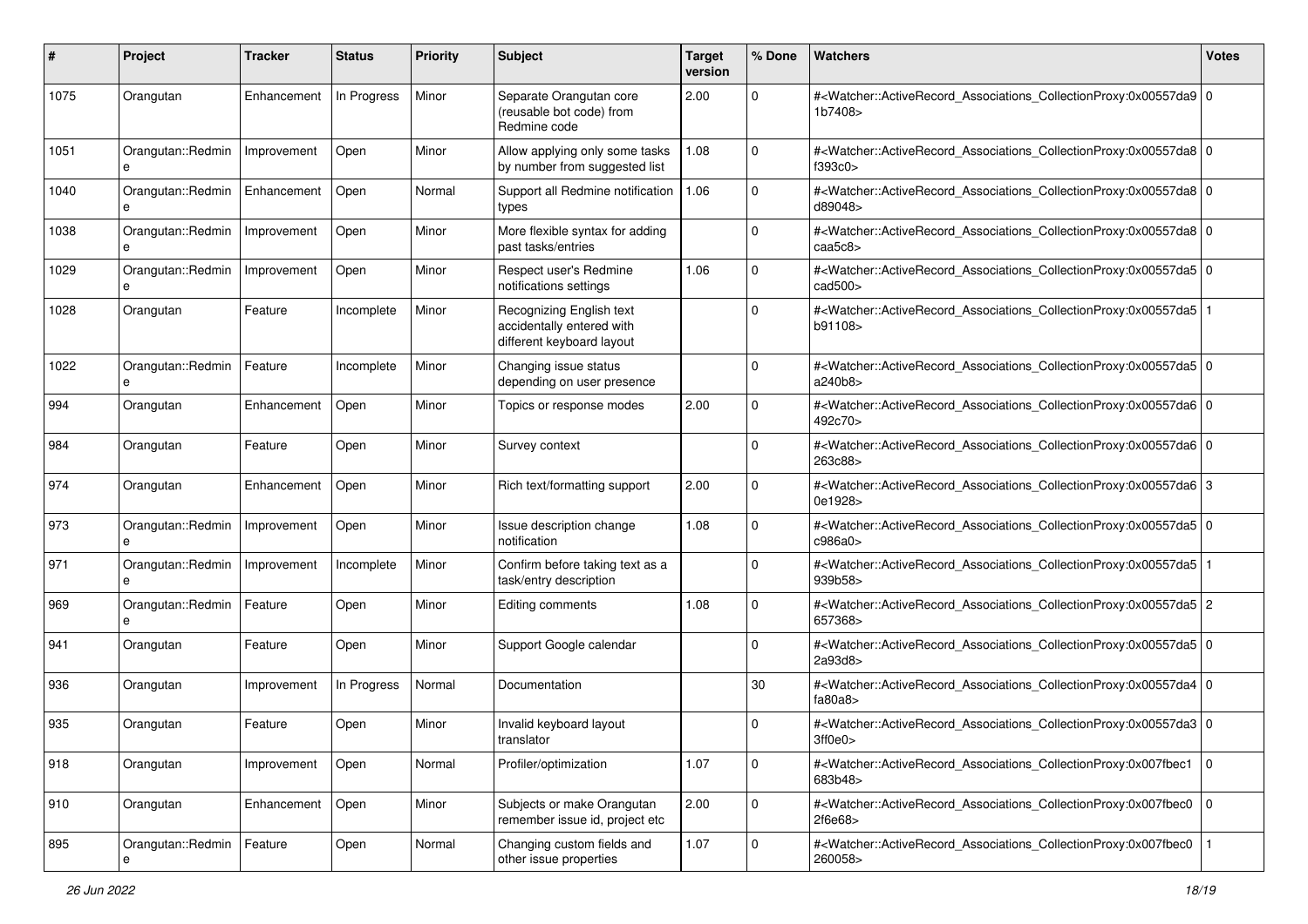| # | Project | Tracker | Status | Priority | Subject | Target version | % Done | Watchers | Votes |
|---|---|---|---|---|---|---|---|---|---|
| 1075 | Orangutan | Enhancement | In Progress | Minor | Separate Orangutan core (reusable bot code) from Redmine code | 2.00 | 0 | #<Watcher::ActiveRecord_Associations_CollectionProxy:0x00557da91b7408> | 0 |
| 1051 | Orangutan::Redmine | Improvement | Open | Minor | Allow applying only some tasks by number from suggested list | 1.08 | 0 | #<Watcher::ActiveRecord_Associations_CollectionProxy:0x00557da8f393c0> | 0 |
| 1040 | Orangutan::Redmine | Enhancement | Open | Normal | Support all Redmine notification types | 1.06 | 0 | #<Watcher::ActiveRecord_Associations_CollectionProxy:0x00557da8d89048> | 0 |
| 1038 | Orangutan::Redmine | Improvement | Open | Minor | More flexible syntax for adding past tasks/entries | | 0 | #<Watcher::ActiveRecord_Associations_CollectionProxy:0x00557da8caa5c8> | 0 |
| 1029 | Orangutan::Redmine | Improvement | Open | Minor | Respect user's Redmine notifications settings | 1.06 | 0 | #<Watcher::ActiveRecord_Associations_CollectionProxy:0x00557da5cad500> | 0 |
| 1028 | Orangutan | Feature | Incomplete | Minor | Recognizing English text accidentally entered with different keyboard layout | | 0 | #<Watcher::ActiveRecord_Associations_CollectionProxy:0x00557da5b91108> | 1 |
| 1022 | Orangutan::Redmine | Feature | Incomplete | Minor | Changing issue status depending on user presence | | 0 | #<Watcher::ActiveRecord_Associations_CollectionProxy:0x00557da5a240b8> | 0 |
| 994 | Orangutan | Enhancement | Open | Minor | Topics or response modes | 2.00 | 0 | #<Watcher::ActiveRecord_Associations_CollectionProxy:0x00557da6492c70> | 0 |
| 984 | Orangutan | Feature | Open | Minor | Survey context | | 0 | #<Watcher::ActiveRecord_Associations_CollectionProxy:0x00557da6263c88> | 0 |
| 974 | Orangutan | Enhancement | Open | Minor | Rich text/formatting support | 2.00 | 0 | #<Watcher::ActiveRecord_Associations_CollectionProxy:0x00557da60e1928> | 3 |
| 973 | Orangutan::Redmine | Improvement | Open | Minor | Issue description change notification | 1.08 | 0 | #<Watcher::ActiveRecord_Associations_CollectionProxy:0x00557da5c986a0> | 0 |
| 971 | Orangutan::Redmine | Improvement | Incomplete | Minor | Confirm before taking text as a task/entry description | | 0 | #<Watcher::ActiveRecord_Associations_CollectionProxy:0x00557da5939b58> | 1 |
| 969 | Orangutan::Redmine | Feature | Open | Minor | Editing comments | 1.08 | 0 | #<Watcher::ActiveRecord_Associations_CollectionProxy:0x00557da5657368> | 2 |
| 941 | Orangutan | Feature | Open | Minor | Support Google calendar | | 0 | #<Watcher::ActiveRecord_Associations_CollectionProxy:0x00557da52a93d8> | 0 |
| 936 | Orangutan | Improvement | In Progress | Normal | Documentation | | 30 | #<Watcher::ActiveRecord_Associations_CollectionProxy:0x00557da4fa80a8> | 0 |
| 935 | Orangutan | Feature | Open | Minor | Invalid keyboard layout translator | | 0 | #<Watcher::ActiveRecord_Associations_CollectionProxy:0x00557da33ff0e0> | 0 |
| 918 | Orangutan | Improvement | Open | Normal | Profiler/optimization | 1.07 | 0 | #<Watcher::ActiveRecord_Associations_CollectionProxy:0x007fbec1683b48> | 0 |
| 910 | Orangutan | Enhancement | Open | Minor | Subjects or make Orangutan remember issue id, project etc | 2.00 | 0 | #<Watcher::ActiveRecord_Associations_CollectionProxy:0x007fbec02f6e68> | 0 |
| 895 | Orangutan::Redmine | Feature | Open | Normal | Changing custom fields and other issue properties | 1.07 | 0 | #<Watcher::ActiveRecord_Associations_CollectionProxy:0x007fbec0260058> | 1 |

*26 Jun 2022*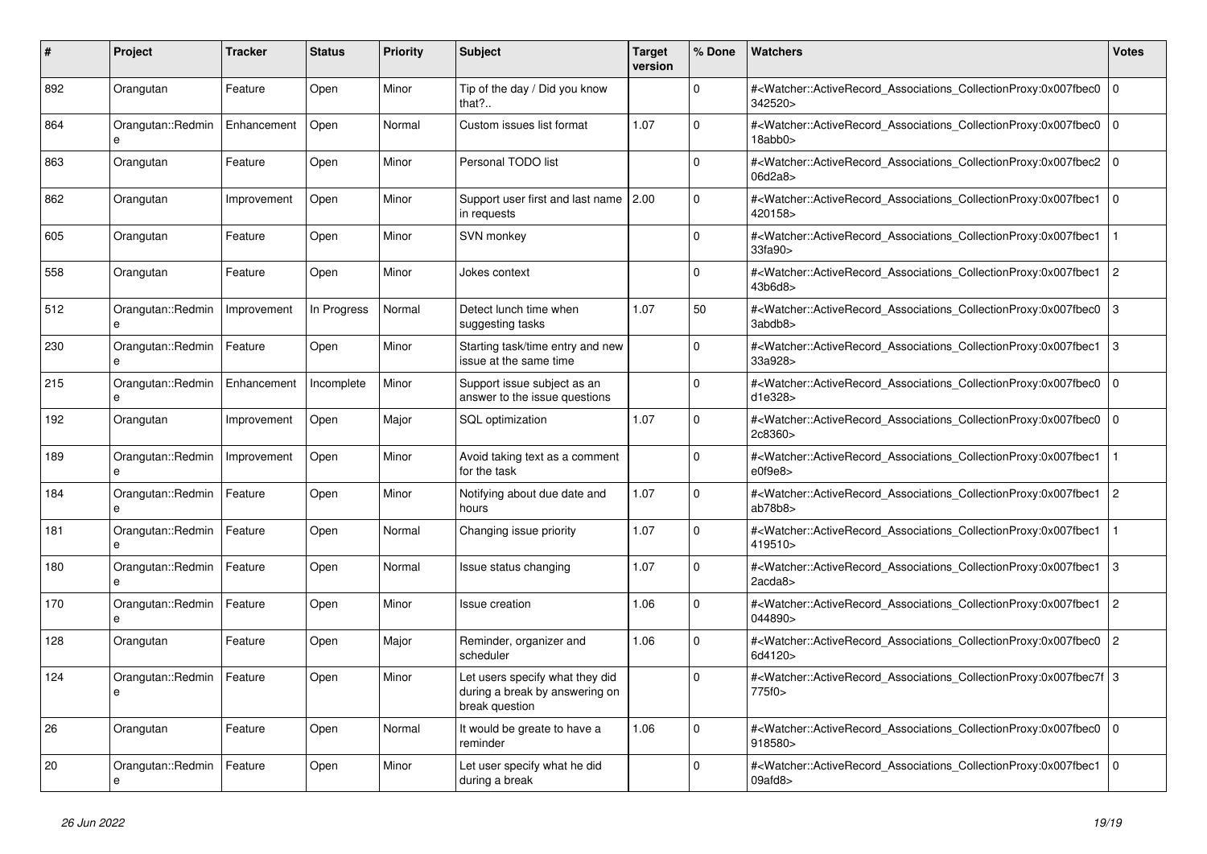| # | Project | Tracker | Status | Priority | Subject | Target version | % Done | Watchers | Votes |
|---|---|---|---|---|---|---|---|---|---|
| 892 | Orangutan | Feature | Open | Minor | Tip of the day / Did you know that?.. | | 0 | #<Watcher::ActiveRecord_Associations_CollectionProxy:0x007fbec0342520> | 0 |
| 864 | Orangutan::Redmine | Enhancement | Open | Normal | Custom issues list format | 1.07 | 0 | #<Watcher::ActiveRecord_Associations_CollectionProxy:0x007fbec018abb0> | 0 |
| 863 | Orangutan | Feature | Open | Minor | Personal TODO list | | 0 | #<Watcher::ActiveRecord_Associations_CollectionProxy:0x007fbec206d2a8> | 0 |
| 862 | Orangutan | Improvement | Open | Minor | Support user first and last name in requests | 2.00 | 0 | #<Watcher::ActiveRecord_Associations_CollectionProxy:0x007fbec1420158> | 0 |
| 605 | Orangutan | Feature | Open | Minor | SVN monkey | | 0 | #<Watcher::ActiveRecord_Associations_CollectionProxy:0x007fbec133fa90> | 1 |
| 558 | Orangutan | Feature | Open | Minor | Jokes context | | 0 | #<Watcher::ActiveRecord_Associations_CollectionProxy:0x007fbec143b6d8> | 2 |
| 512 | Orangutan::Redmine | Improvement | In Progress | Normal | Detect lunch time when suggesting tasks | 1.07 | 50 | #<Watcher::ActiveRecord_Associations_CollectionProxy:0x007fbec03abdb8> | 3 |
| 230 | Orangutan::Redmine | Feature | Open | Minor | Starting task/time entry and new issue at the same time | | 0 | #<Watcher::ActiveRecord_Associations_CollectionProxy:0x007fbec133a928> | 3 |
| 215 | Orangutan::Redmine | Enhancement | Incomplete | Minor | Support issue subject as an answer to the issue questions | | 0 | #<Watcher::ActiveRecord_Associations_CollectionProxy:0x007fbec0d1e328> | 0 |
| 192 | Orangutan | Improvement | Open | Major | SQL optimization | 1.07 | 0 | #<Watcher::ActiveRecord_Associations_CollectionProxy:0x007fbec02c8360> | 0 |
| 189 | Orangutan::Redmine | Improvement | Open | Minor | Avoid taking text as a comment for the task | | 0 | #<Watcher::ActiveRecord_Associations_CollectionProxy:0x007fbec1e0f9e8> | 1 |
| 184 | Orangutan::Redmine | Feature | Open | Minor | Notifying about due date and hours | 1.07 | 0 | #<Watcher::ActiveRecord_Associations_CollectionProxy:0x007fbec1ab78b8> | 2 |
| 181 | Orangutan::Redmine | Feature | Open | Normal | Changing issue priority | 1.07 | 0 | #<Watcher::ActiveRecord_Associations_CollectionProxy:0x007fbec1419510> | 1 |
| 180 | Orangutan::Redmine | Feature | Open | Normal | Issue status changing | 1.07 | 0 | #<Watcher::ActiveRecord_Associations_CollectionProxy:0x007fbec12acda8> | 3 |
| 170 | Orangutan::Redmine | Feature | Open | Minor | Issue creation | 1.06 | 0 | #<Watcher::ActiveRecord_Associations_CollectionProxy:0x007fbec1044890> | 2 |
| 128 | Orangutan | Feature | Open | Major | Reminder, organizer and scheduler | 1.06 | 0 | #<Watcher::ActiveRecord_Associations_CollectionProxy:0x007fbec06d4120> | 2 |
| 124 | Orangutan::Redmine | Feature | Open | Minor | Let users specify what they did during a break by answering on break question | | 0 | #<Watcher::ActiveRecord_Associations_CollectionProxy:0x007fbec7f775f0> | 3 |
| 26 | Orangutan | Feature | Open | Normal | It would be greate to have a reminder | 1.06 | 0 | #<Watcher::ActiveRecord_Associations_CollectionProxy:0x007fbec0918580> | 0 |
| 20 | Orangutan::Redmine | Feature | Open | Minor | Let user specify what he did during a break | | 0 | #<Watcher::ActiveRecord_Associations_CollectionProxy:0x007fbec109afd8> | 0 |

*26 Jun 2022*